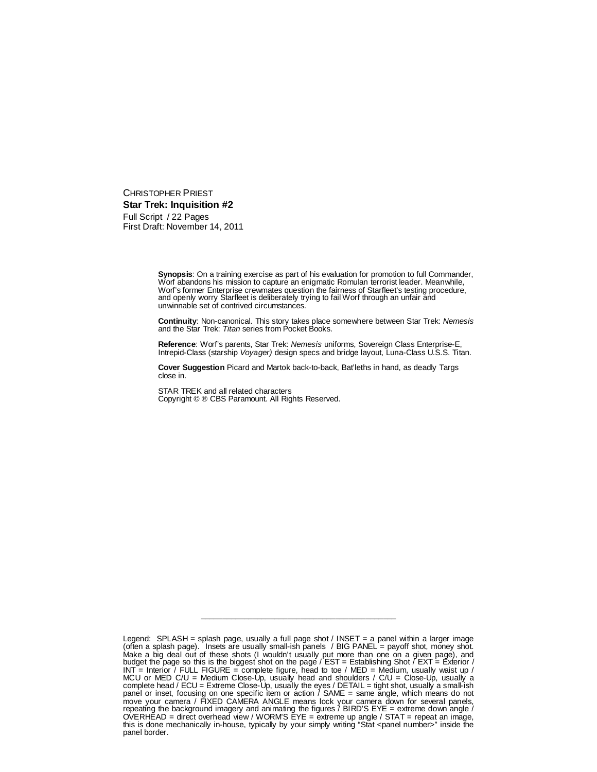CHRISTOPHER PRIEST

**Star Trek: Inquisition #2**

Full Script / 22 Pages

First Draft: November 14, 2011

**Synopsis**: On a training exercise as part of his evaluation for promotion to full Commander, Worf abandons his mission to capture an enigmatic Romulan terrorist leader. Meanwhile, Worf's former Enterprise crewmates question the fairness of Starfleet's testing procedure, and openly worry Starfleet is deliberately trying to fail Worf through an unfair and unwinnable set of contrived circumstances.

**Continuity**: Non-canonical. This story takes place somewhere between Star Trek: *Nemesis* and the Star Trek: *Titan* series from Pocket Books.

**Reference**: Worf's parents, Star Trek: *Nemesis* uniforms, Sovereign Class Enterprise-E, Intrepid-Class (starship *Voyager)* design specs and bridge layout, Luna-Class U.S.S. Titan.

**Cover Suggestion** Picard and Martok back-to-back, Bat'leths in hand, as deadly Targs close in.

STAR TREK and all related characters
Copyright © ® CBS Paramount. All Rights Reserved.

---

Legend: SPLASH = splash page, usually a full page shot / INSET = a panel within a larger image (often a splash page). Insets are usually small-ish panels / BIG PANEL = payoff shot, money shot. Make a big deal out of these shots (I wouldn't usually put more than one on a given page), and budget the page so this is the biggest shot on the page / EST = Establishing Shot / EXT = Exterior / INT = Interior / FULL FIGURE = complete figure, head to toe / MED = Medium, usually waist up / MCU or MED C/U = Medium Close-Up, usually head and shoulders / C/U = Close-Up, usually a complete head / ECU = Extreme Close-Up, usually the eyes / DETAIL = tight shot, usually a small-ish panel or inset, focusing on one specific item or action / SAME = same angle, which means do not move your camera / FIXED CAMERA ANGLE means lock your camera down for several panels, repeating the background imagery and animating the figures / BIRD'S EYE = extreme down angle / OVERHEAD = direct overhead view / WORM'S EYE = extreme up angle / STAT = repeat an image, this is done mechanically in-house, typically by your simply writing "Stat <panel number>" inside the panel border.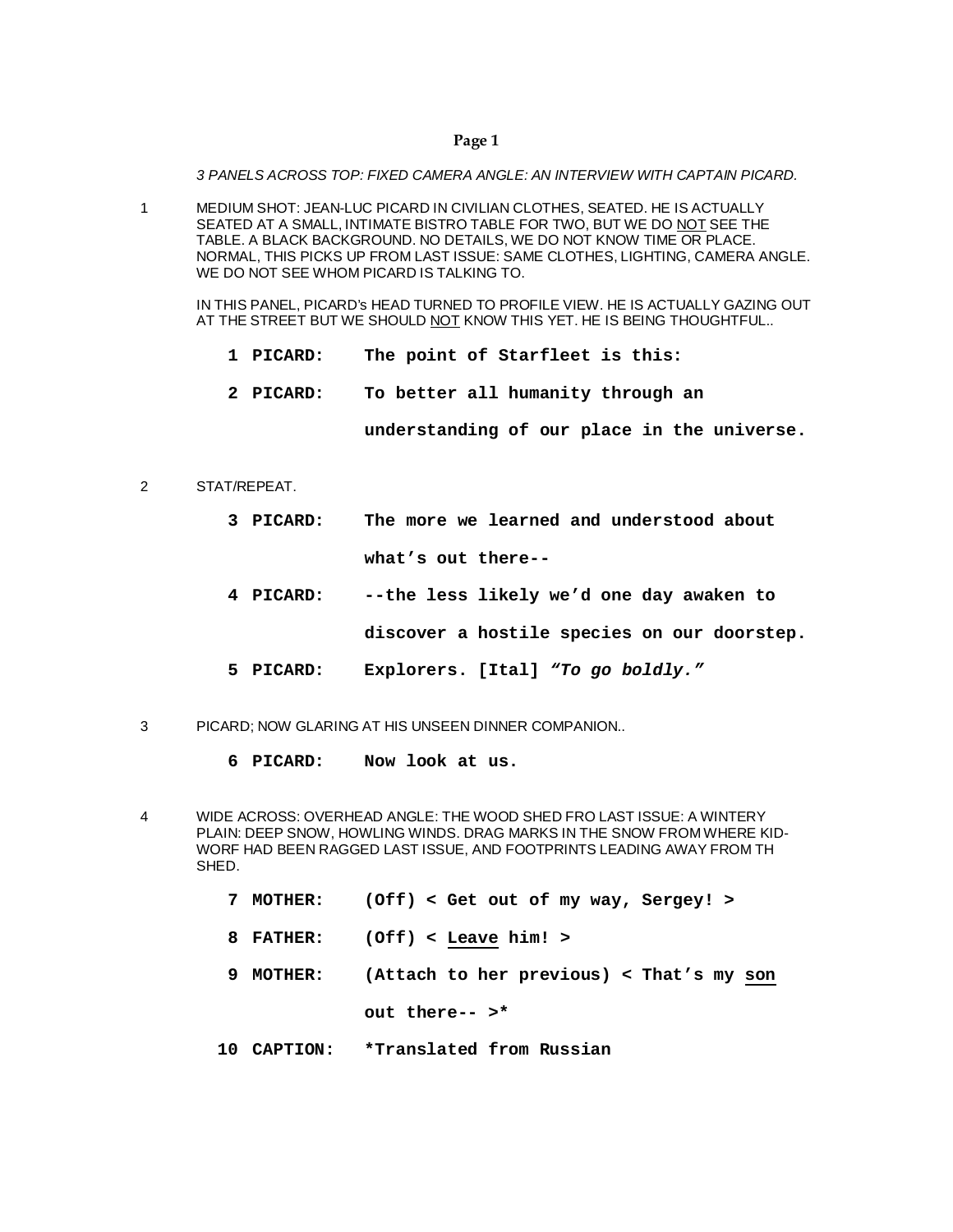## Page 1

*3 PANELS ACROSS TOP: FIXED CAMERA ANGLE: AN INTERVIEW WITH CAPTAIN PICARD.*

1 MEDIUM SHOT: JEAN-LUC PICARD IN CIVILIAN CLOTHES, SEATED. HE IS ACTUALLY SEATED AT A SMALL, INTIMATE BISTRO TABLE FOR TWO, BUT WE DO <u>NOT</u> SEE THE TABLE. A BLACK BACKGROUND. NO DETAILS, WE DO NOT KNOW TIME OR PLACE. NORMAL, THIS PICKS UP FROM LAST ISSUE: SAME CLOTHES, LIGHTING, CAMERA ANGLE. WE DO NOT SEE WHOM PICARD IS TALKING TO.

IN THIS PANEL, PICARD's HEAD TURNED TO PROFILE VIEW. HE IS ACTUALLY GAZING OUT AT THE STREET BUT WE SHOULD <u>NOT</u> KNOW THIS YET. HE IS BEING THOUGHTFUL..

**1 PICARD:** **The point of Starfleet is this:**

**2 PICARD:** **To better all humanity through an understanding of our place in the universe.**

2 STAT/REPEAT.

**3 PICARD:** **The more we learned and understood about what's out there--**

**4 PICARD:** **--the less likely we'd one day awaken to discover a hostile species on our doorstep.**

**5 PICARD:** **Explorers. [Ital] *"To go boldly."***

3 PICARD; NOW GLARING AT HIS UNSEEN DINNER COMPANION..

**6 PICARD:** **Now look at us.**

4 WIDE ACROSS: OVERHEAD ANGLE: THE WOOD SHED FRO LAST ISSUE: A WINTERY PLAIN: DEEP SNOW, HOWLING WINDS. DRAG MARKS IN THE SNOW FROM WHERE KID-WORF HAD BEEN RAGGED LAST ISSUE, AND FOOTPRINTS LEADING AWAY FROM TH SHED.

**7 MOTHER:** **(Off) < Get out of my way, Sergey! >**

**8 FATHER:** **(Off) < <u>Leave</u> him! >**

**9 MOTHER:** **(Attach to her previous) < That's my <u>son</u> out there-- >***

**10 CAPTION:** **\*Translated from Russian**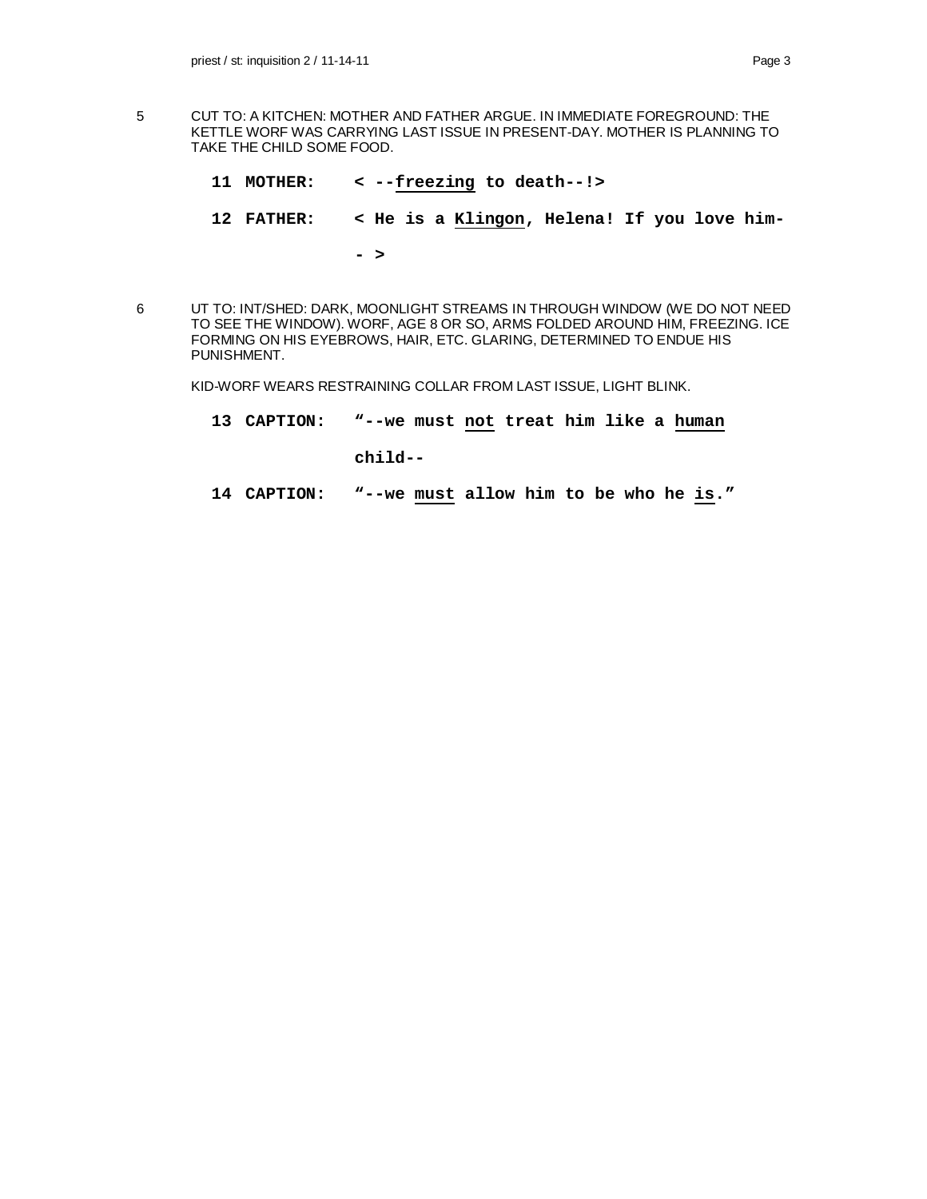5 CUT TO: A KITCHEN: MOTHER AND FATHER ARGUE. IN IMMEDIATE FOREGROUND: THE KETTLE WORF WAS CARRYING LAST ISSUE IN PRESENT-DAY. MOTHER IS PLANNING TO TAKE THE CHILD SOME FOOD.

**11 MOTHER:** **< --freezing to death--!>**

**12 FATHER:** **< He is a Klingon, Helena! If you love him-- >**

6 UT TO: INT/SHED: DARK, MOONLIGHT STREAMS IN THROUGH WINDOW (WE DO NOT NEED TO SEE THE WINDOW). WORF, AGE 8 OR SO, ARMS FOLDED AROUND HIM, FREEZING. ICE FORMING ON HIS EYEBROWS, HAIR, ETC. GLARING, DETERMINED TO ENDUE HIS PUNISHMENT.

KID-WORF WEARS RESTRAINING COLLAR FROM LAST ISSUE, LIGHT BLINK.

**13 CAPTION:** **"--we must not treat him like a human child--**

**14 CAPTION:** **"--we must allow him to be who he is."**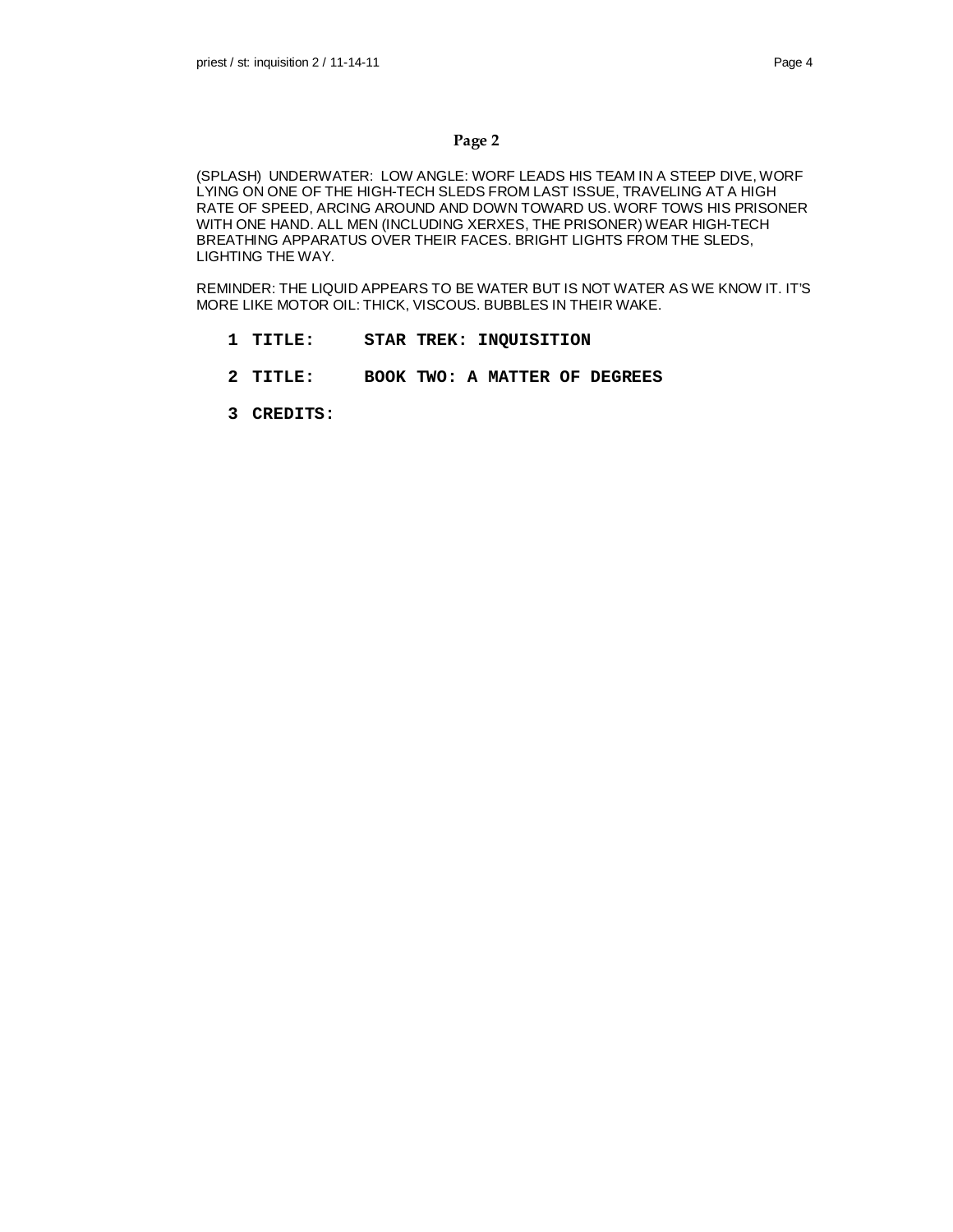## Page 2

(SPLASH) UNDERWATER: LOW ANGLE: WORF LEADS HIS TEAM IN A STEEP DIVE, WORF LYING ON ONE OF THE HIGH-TECH SLEDS FROM LAST ISSUE, TRAVELING AT A HIGH RATE OF SPEED, ARCING AROUND AND DOWN TOWARD US. WORF TOWS HIS PRISONER WITH ONE HAND. ALL MEN (INCLUDING XERXES, THE PRISONER) WEAR HIGH-TECH BREATHING APPARATUS OVER THEIR FACES. BRIGHT LIGHTS FROM THE SLEDS, LIGHTING THE WAY.

REMINDER: THE LIQUID APPEARS TO BE WATER BUT IS NOT WATER AS WE KNOW IT. IT'S MORE LIKE MOTOR OIL: THICK, VISCOUS. BUBBLES IN THEIR WAKE.

1 **TITLE:** **STAR TREK: INQUISITION**

2 **TITLE:** **BOOK TWO: A MATTER OF DEGREES**

3 **CREDITS:**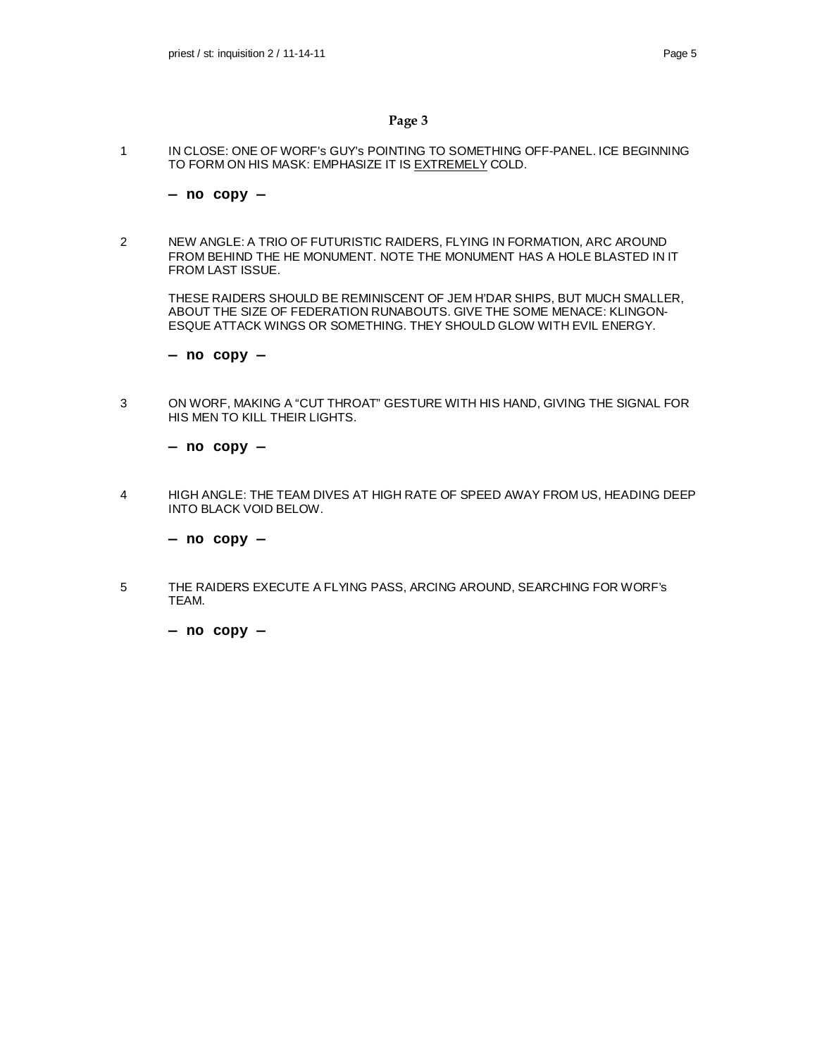## Page 3

1 IN CLOSE: ONE OF WORF's GUY's POINTING TO SOMETHING OFF-PANEL. ICE BEGINNING TO FORM ON HIS MASK: EMPHASIZE IT IS <u>EXTREMELY</u> COLD.

**– no copy –**

2 NEW ANGLE: A TRIO OF FUTURISTIC RAIDERS, FLYING IN FORMATION, ARC AROUND FROM BEHIND THE HE MONUMENT. NOTE THE MONUMENT HAS A HOLE BLASTED IN IT FROM LAST ISSUE.

THESE RAIDERS SHOULD BE REMINISCENT OF JEM H'DAR SHIPS, BUT MUCH SMALLER, ABOUT THE SIZE OF FEDERATION RUNABOUTS. GIVE THE SOME MENACE: KLINGON-ESQUE ATTACK WINGS OR SOMETHING. THEY SHOULD GLOW WITH EVIL ENERGY.

**– no copy –**

3 ON WORF, MAKING A "CUT THROAT" GESTURE WITH HIS HAND, GIVING THE SIGNAL FOR HIS MEN TO KILL THEIR LIGHTS.

**– no copy –**

4 HIGH ANGLE: THE TEAM DIVES AT HIGH RATE OF SPEED AWAY FROM US, HEADING DEEP INTO BLACK VOID BELOW.

**– no copy –**

5 THE RAIDERS EXECUTE A FLYING PASS, ARCING AROUND, SEARCHING FOR WORF's TEAM.

**– no copy –**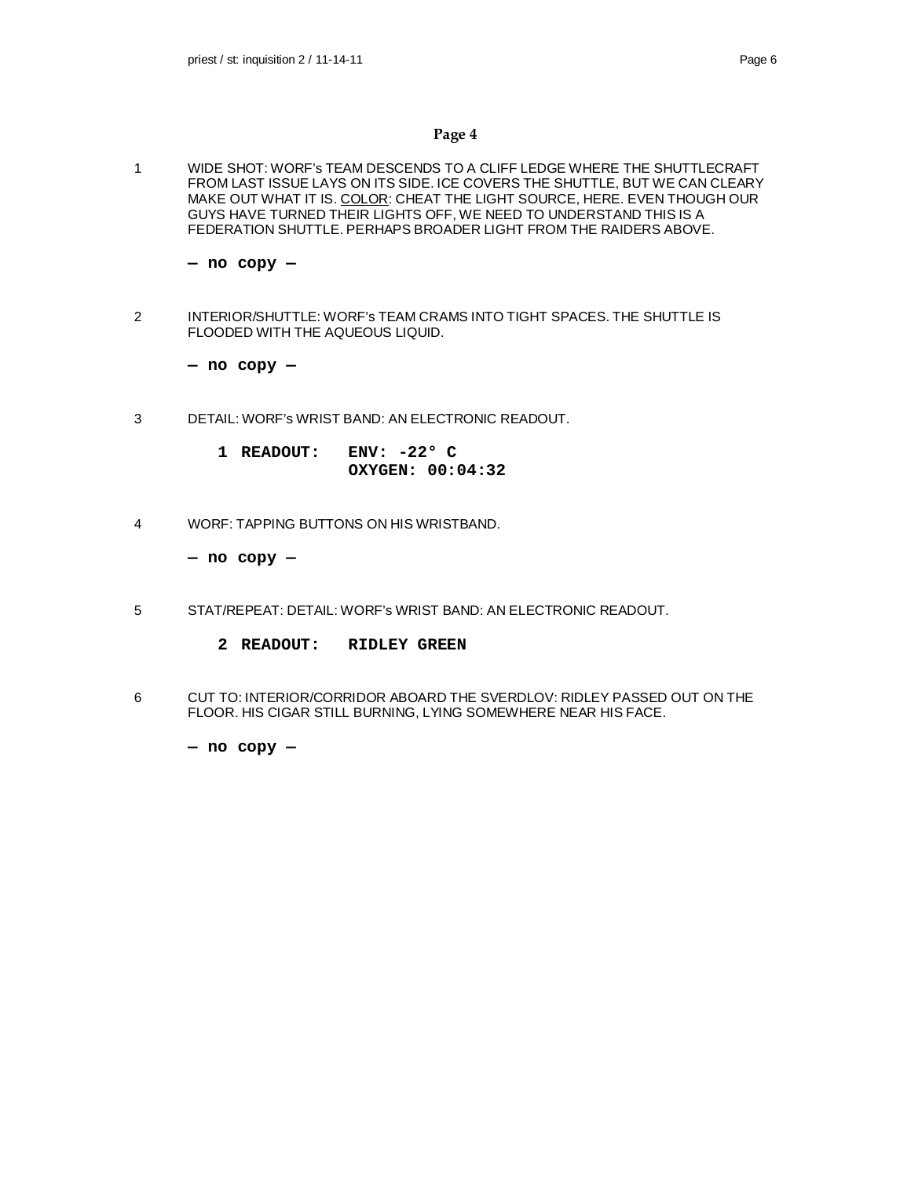## Page 4

1 WIDE SHOT: WORF's TEAM DESCENDS TO A CLIFF LEDGE WHERE THE SHUTTLECRAFT FROM LAST ISSUE LAYS ON ITS SIDE. ICE COVERS THE SHUTTLE, BUT WE CAN CLEARY MAKE OUT WHAT IT IS. <u>COLOR</u>: CHEAT THE LIGHT SOURCE, HERE. EVEN THOUGH OUR GUYS HAVE TURNED THEIR LIGHTS OFF, WE NEED TO UNDERSTAND THIS IS A FEDERATION SHUTTLE. PERHAPS BROADER LIGHT FROM THE RAIDERS ABOVE.

**— no copy —**

2 INTERIOR/SHUTTLE: WORF's TEAM CRAMS INTO TIGHT SPACES. THE SHUTTLE IS FLOODED WITH THE AQUEOUS LIQUID.

**— no copy —**

3 DETAIL: WORF's WRIST BAND: AN ELECTRONIC READOUT.

**1 READOUT: ENV: -22° C**
**OXYGEN: 00:04:32**

4 WORF: TAPPING BUTTONS ON HIS WRISTBAND.

**— no copy —**

5 STAT/REPEAT: DETAIL: WORF's WRIST BAND: AN ELECTRONIC READOUT.

**2 READOUT: RIDLEY GREEN**

6 CUT TO: INTERIOR/CORRIDOR ABOARD THE SVERDLOV: RIDLEY PASSED OUT ON THE FLOOR. HIS CIGAR STILL BURNING, LYING SOMEWHERE NEAR HIS FACE.

**— no copy —**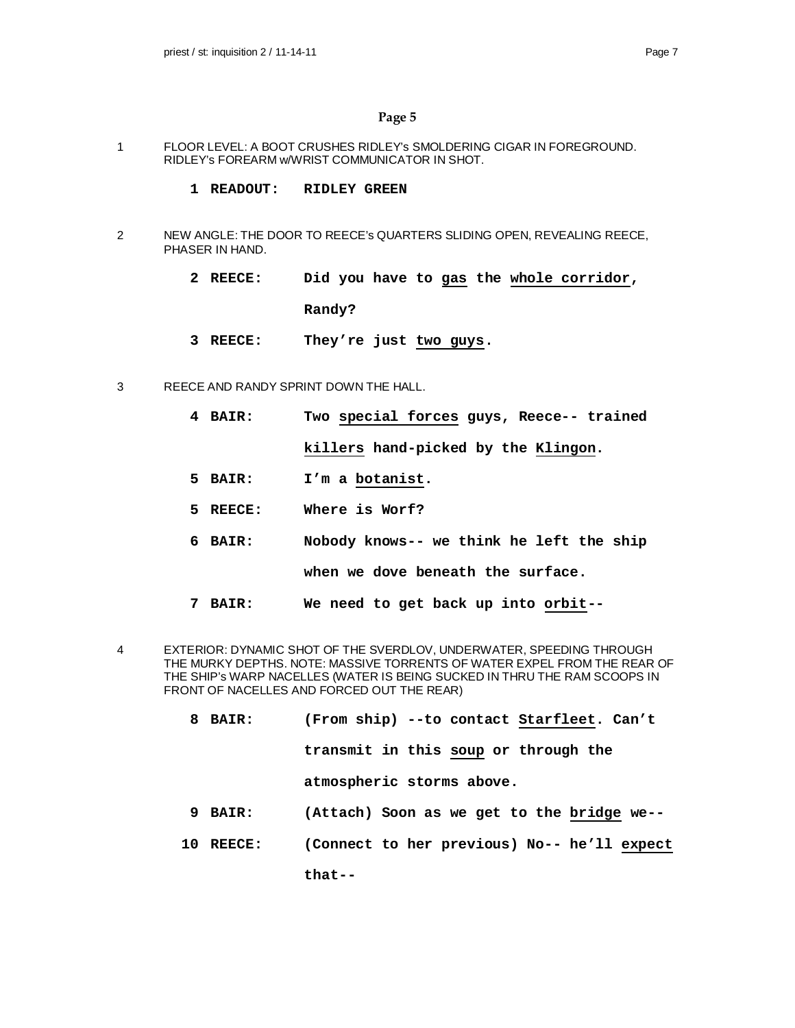## Page 5

1 FLOOR LEVEL: A BOOT CRUSHES RIDLEY's SMOLDERING CIGAR IN FOREGROUND. RIDLEY's FOREARM w/WRIST COMMUNICATOR IN SHOT.

**1 READOUT: RIDLEY GREEN**

2 NEW ANGLE: THE DOOR TO REECE's QUARTERS SLIDING OPEN, REVEALING REECE, PHASER IN HAND.

**2 REECE: Did you have to gas the whole corridor, Randy?**

**3 REECE: They're just two guys.**

3 REECE AND RANDY SPRINT DOWN THE HALL.

**4 BAIR: Two special forces guys, Reece-- trained killers hand-picked by the Klingon.**

**5 BAIR: I'm a botanist.**

**5 REECE: Where is Worf?**

**6 BAIR: Nobody knows-- we think he left the ship when we dove beneath the surface.**

**7 BAIR: We need to get back up into orbit--**

4 EXTERIOR: DYNAMIC SHOT OF THE SVERDLOV, UNDERWATER, SPEEDING THROUGH THE MURKY DEPTHS. NOTE: MASSIVE TORRENTS OF WATER EXPEL FROM THE REAR OF THE SHIP's WARP NACELLES (WATER IS BEING SUCKED IN THRU THE RAM SCOOPS IN FRONT OF NACELLES AND FORCED OUT THE REAR)

**8 BAIR: (From ship) --to contact Starfleet. Can't transmit in this soup or through the atmospheric storms above.**

**9 BAIR: (Attach) Soon as we get to the bridge we--**

**10 REECE: (Connect to her previous) No-- he'll expect that--**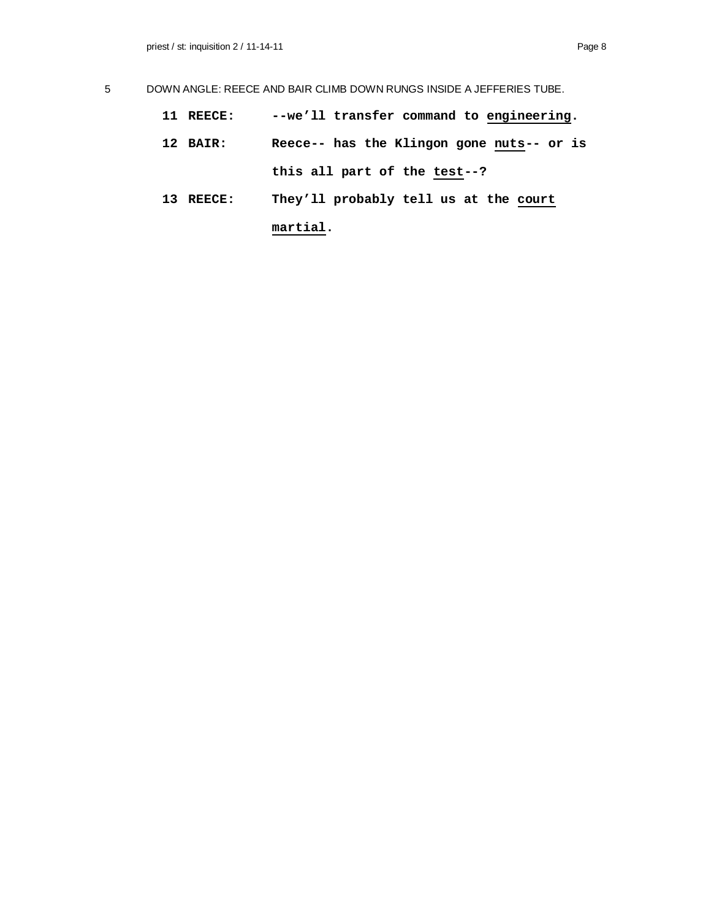5 DOWN ANGLE: REECE AND BAIR CLIMB DOWN RUNGS INSIDE A JEFFERIES TUBE.

**11 REECE:** **--we'll transfer command to <u>engineering</u>.**

**12 BAIR:** **Reece-- has the Klingon gone <u>nuts</u>-- or is this all part of the <u>test</u>--?**

**13 REECE:** **They'll probably tell us at the <u>court martial</u>.**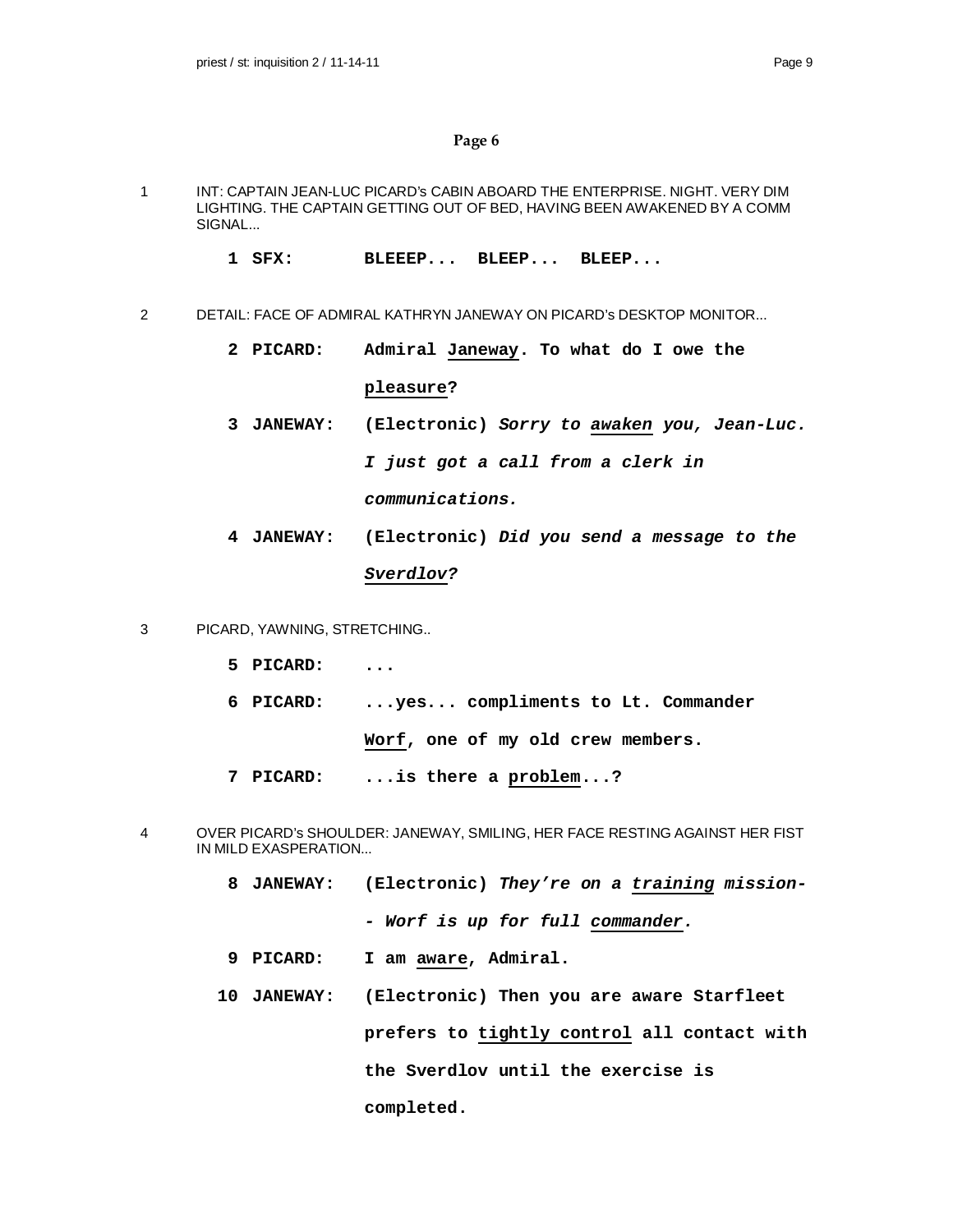## Page 6

1 INT: CAPTAIN JEAN-LUC PICARD's CABIN ABOARD THE ENTERPRISE. NIGHT. VERY DIM LIGHTING. THE CAPTAIN GETTING OUT OF BED, HAVING BEEN AWAKENED BY A COMM SIGNAL...

**1 SFX:** **BLEEEP... BLEEP... BLEEP...**

2 DETAIL: FACE OF ADMIRAL KATHRYN JANEWAY ON PICARD's DESKTOP MONITOR...

**2 PICARD:** **Admiral Janeway. To what do I owe the pleasure?**

**3 JANEWAY:** **(Electronic)** ***Sorry to awaken you, Jean-Luc. I just got a call from a clerk in communications.***

**4 JANEWAY:** **(Electronic)** ***Did you send a message to the Sverdlov?***

3 PICARD, YAWNING, STRETCHING..

**5 PICARD:** **...**

**6 PICARD:** **...yes... compliments to Lt. Commander Worf, one of my old crew members.**

**7 PICARD:** **...is there a problem...?**

4 OVER PICARD's SHOULDER: JANEWAY, SMILING, HER FACE RESTING AGAINST HER FIST IN MILD EXASPERATION...

**8 JANEWAY:** **(Electronic)** ***They're on a training mission--- Worf is up for full commander.***

**9 PICARD:** **I am aware, Admiral.**

**10 JANEWAY:** **(Electronic) Then you are aware Starfleet prefers to tightly control all contact with the Sverdlov until the exercise is completed.**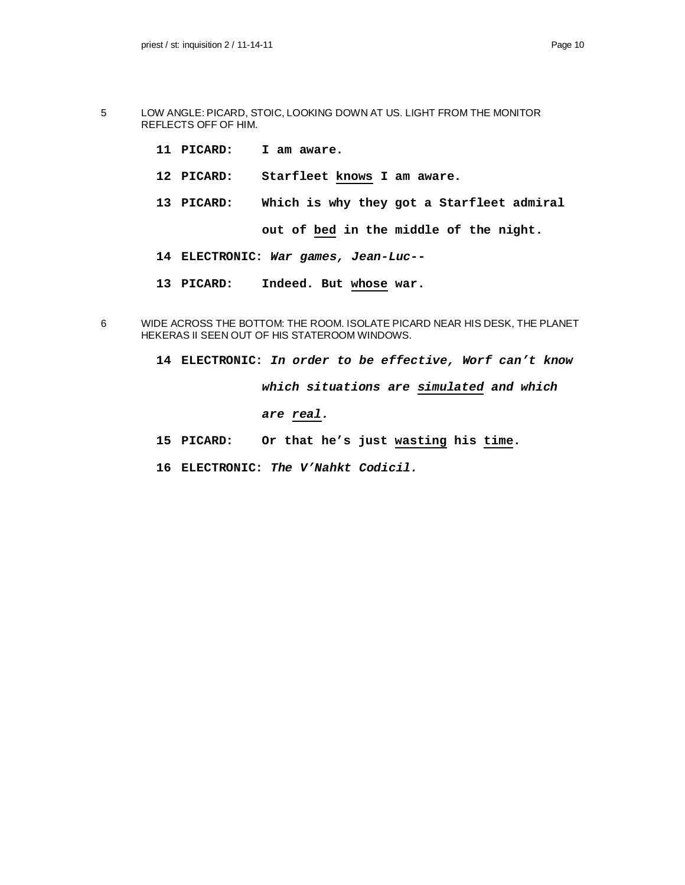5 LOW ANGLE: PICARD, STOIC, LOOKING DOWN AT US. LIGHT FROM THE MONITOR REFLECTS OFF OF HIM.

**11 PICARD: I am aware.**

**12 PICARD: Starfleet <u>knows</u> I am aware.**

**13 PICARD: Which is why they got a Starfleet admiral out of <u>bed</u> in the middle of the night.**

**14 ELECTRONIC:** ***War games, Jean-Luc--***

**13 PICARD: Indeed. But <u>whose</u> war.**

6 WIDE ACROSS THE BOTTOM: THE ROOM. ISOLATE PICARD NEAR HIS DESK, THE PLANET HEKERAS II SEEN OUT OF HIS STATEROOM WINDOWS.

**14 ELECTRONIC:** ***In order to be effective, Worf can't know which situations are <u>simulated</u> and which are <u>real</u>.***

**15 PICARD: Or that he's just <u>wasting</u> his <u>time</u>.**

**16 ELECTRONIC:** ***The V'Nahkt Codicil.***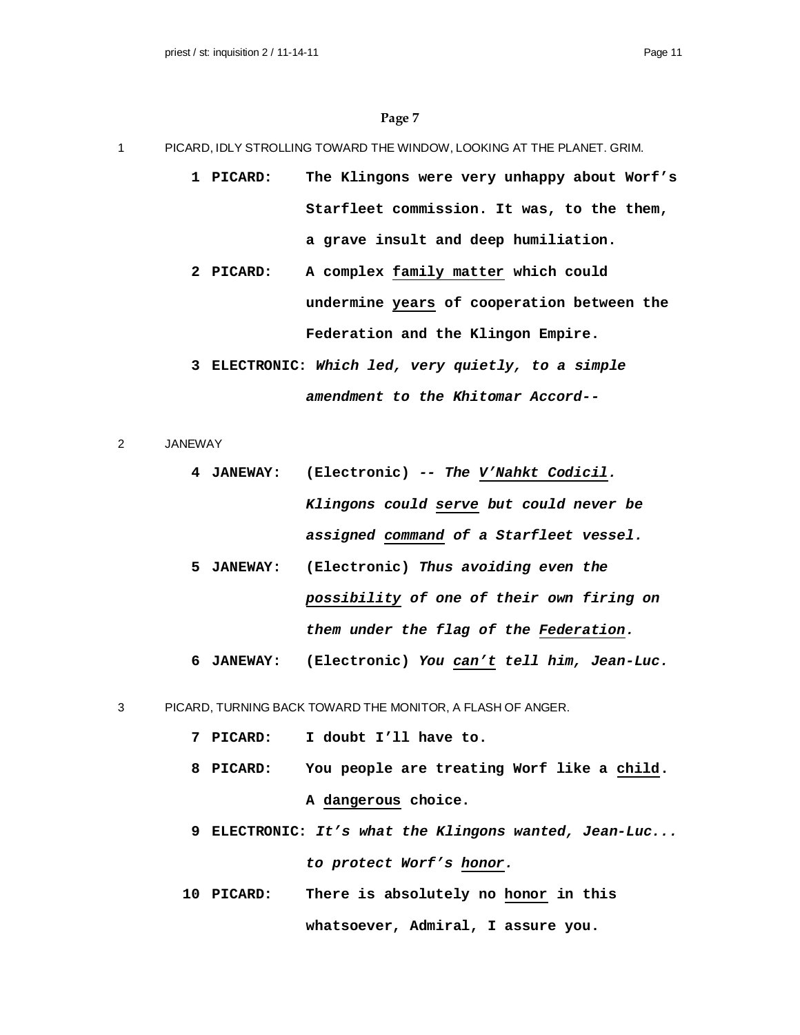## Page 7

1 PICARD, IDLY STROLLING TOWARD THE WINDOW, LOOKING AT THE PLANET. GRIM.

**1 PICARD: The Klingons were very unhappy about Worf's Starfleet commission. It was, to the them, a grave insult and deep humiliation.**

**2 PICARD: A complex <u>family matter</u> which could undermine <u>years</u> of cooperation between the Federation and the Klingon Empire.**

**3 ELECTRONIC:** ***Which led, very quietly, to a simple amendment to the Khitomar Accord--***

2 JANEWAY

**4 JANEWAY: (Electronic)** ***-- The <u>V'Nahkt Codicil</u>. Klingons could <u>serve</u> but could never be assigned <u>command</u> of a Starfleet vessel.***

**5 JANEWAY: (Electronic)** ***Thus avoiding even the <u>possibility</u> of one of their own firing on them under the flag of the <u>Federation</u>.***

**6 JANEWAY: (Electronic)** ***You <u>can't</u> tell him, Jean-Luc.***

3 PICARD, TURNING BACK TOWARD THE MONITOR, A FLASH OF ANGER.

**7 PICARD: I doubt I'll have to.**

**8 PICARD: You people are treating Worf like a <u>child</u>. A <u>dangerous</u> choice.**

**9 ELECTRONIC:** ***It's what the Klingons wanted, Jean-Luc... to protect Worf's <u>honor</u>.***

**10 PICARD: There is absolutely no <u>honor</u> in this whatsoever, Admiral, I assure you.**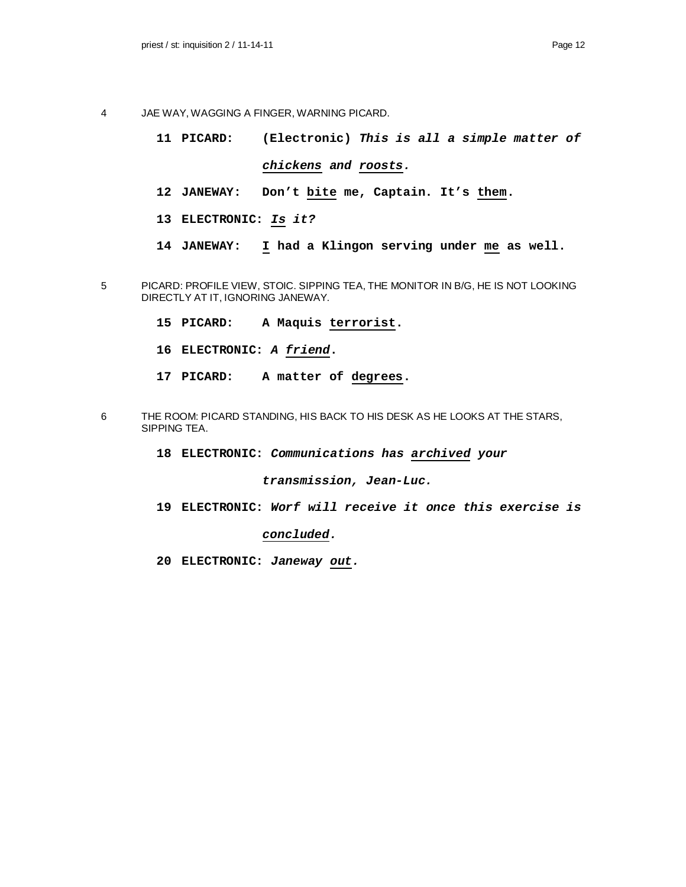4 JAE WAY, WAGGING A FINGER, WARNING PICARD.

**11 PICARD: (Electronic) *This is all a simple matter of chickens and roosts.***

**12 JANEWAY: Don't bite me, Captain. It's them.**

**13 ELECTRONIC: *Is it?***

**14 JANEWAY: I had a Klingon serving under me as well.**

5 PICARD: PROFILE VIEW, STOIC. SIPPING TEA, THE MONITOR IN B/G, HE IS NOT LOOKING DIRECTLY AT IT, IGNORING JANEWAY.

**15 PICARD: A Maquis terrorist.**

**16 ELECTRONIC: *A friend.***

**17 PICARD: A matter of degrees.**

6 THE ROOM: PICARD STANDING, HIS BACK TO HIS DESK AS HE LOOKS AT THE STARS, SIPPING TEA.

**18 ELECTRONIC: *Communications has archived your transmission, Jean-Luc.***

**19 ELECTRONIC: *Worf will receive it once this exercise is concluded.***

**20 ELECTRONIC: *Janeway out.***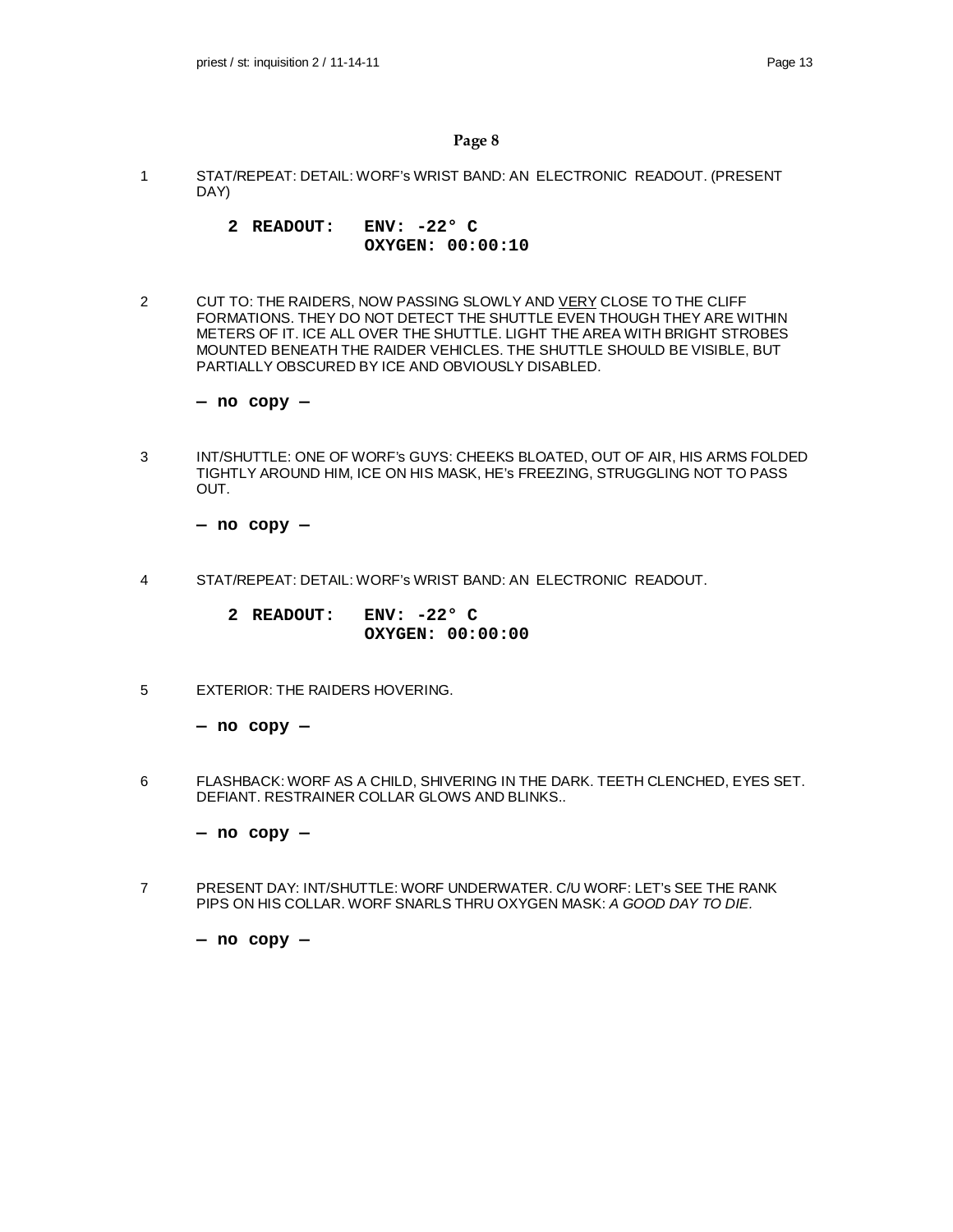## Page 8

1 STAT/REPEAT: DETAIL: WORF's WRIST BAND: AN ELECTRONIC READOUT. (PRESENT DAY)

**2 READOUT: ENV: -22° C**
**OXYGEN: 00:00:10**

2 CUT TO: THE RAIDERS, NOW PASSING SLOWLY AND <u>VERY</u> CLOSE TO THE CLIFF FORMATIONS. THEY DO NOT DETECT THE SHUTTLE EVEN THOUGH THEY ARE WITHIN METERS OF IT. ICE ALL OVER THE SHUTTLE. LIGHT THE AREA WITH BRIGHT STROBES MOUNTED BENEATH THE RAIDER VEHICLES. THE SHUTTLE SHOULD BE VISIBLE, BUT PARTIALLY OBSCURED BY ICE AND OBVIOUSLY DISABLED.

**— no copy —**

3 INT/SHUTTLE: ONE OF WORF's GUYS: CHEEKS BLOATED, OUT OF AIR, HIS ARMS FOLDED TIGHTLY AROUND HIM, ICE ON HIS MASK, HE's FREEZING, STRUGGLING NOT TO PASS OUT.

**— no copy —**

4 STAT/REPEAT: DETAIL: WORF's WRIST BAND: AN ELECTRONIC READOUT.

**2 READOUT: ENV: -22° C**
**OXYGEN: 00:00:00**

5 EXTERIOR: THE RAIDERS HOVERING.

**— no copy —**

6 FLASHBACK: WORF AS A CHILD, SHIVERING IN THE DARK. TEETH CLENCHED, EYES SET. DEFIANT. RESTRAINER COLLAR GLOWS AND BLINKS..

**— no copy —**

7 PRESENT DAY: INT/SHUTTLE: WORF UNDERWATER. C/U WORF: LET's SEE THE RANK PIPS ON HIS COLLAR. WORF SNARLS THRU OXYGEN MASK: *A GOOD DAY TO DIE.*

**— no copy —**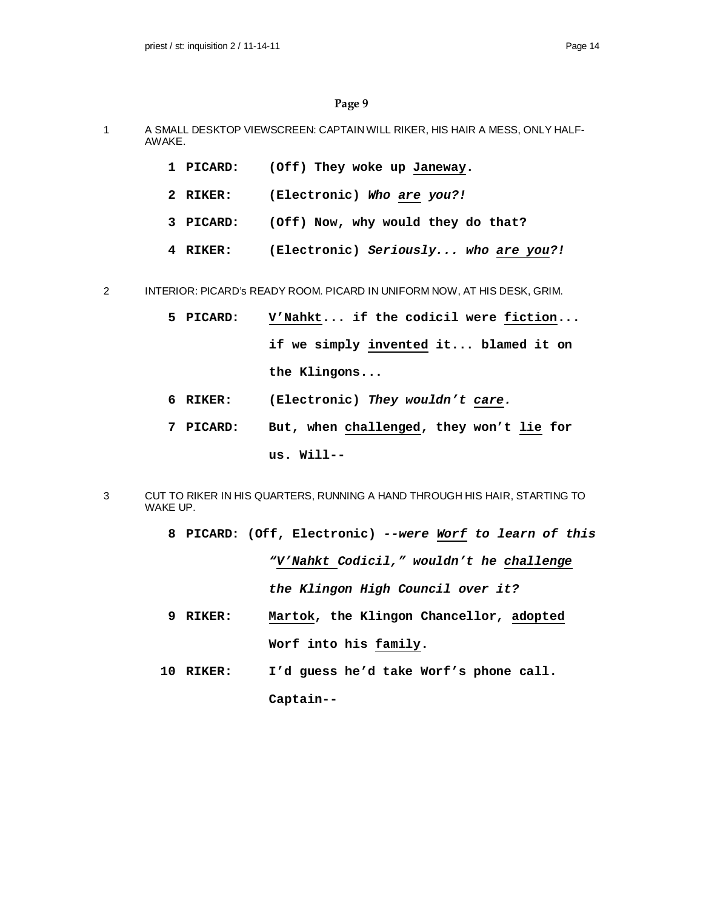## Page 9

1 A SMALL DESKTOP VIEWSCREEN: CAPTAIN WILL RIKER, HIS HAIR A MESS, ONLY HALF-AWAKE.

**1 PICARD: (Off) They woke up Janeway.**

**2 RIKER: (Electronic) *Who are you?!***

**3 PICARD: (Off) Now, why would they do that?**

**4 RIKER: (Electronic) *Seriously... who are you?!***

2 INTERIOR: PICARD's READY ROOM. PICARD IN UNIFORM NOW, AT HIS DESK, GRIM.

**5 PICARD: V'Nahkt... if the codicil were fiction... if we simply invented it... blamed it on the Klingons...**

**6 RIKER: (Electronic) *They wouldn't care.***

**7 PICARD: But, when challenged, they won't lie for us. Will--**

3 CUT TO RIKER IN HIS QUARTERS, RUNNING A HAND THROUGH HIS HAIR, STARTING TO WAKE UP.

**8 PICARD: (Off, Electronic) *--were Worf to learn of this "V'Nahkt Codicil," wouldn't he challenge the Klingon High Council over it?***

**9 RIKER: Martok, the Klingon Chancellor, adopted Worf into his family.**

**10 RIKER: I'd guess he'd take Worf's phone call. Captain--**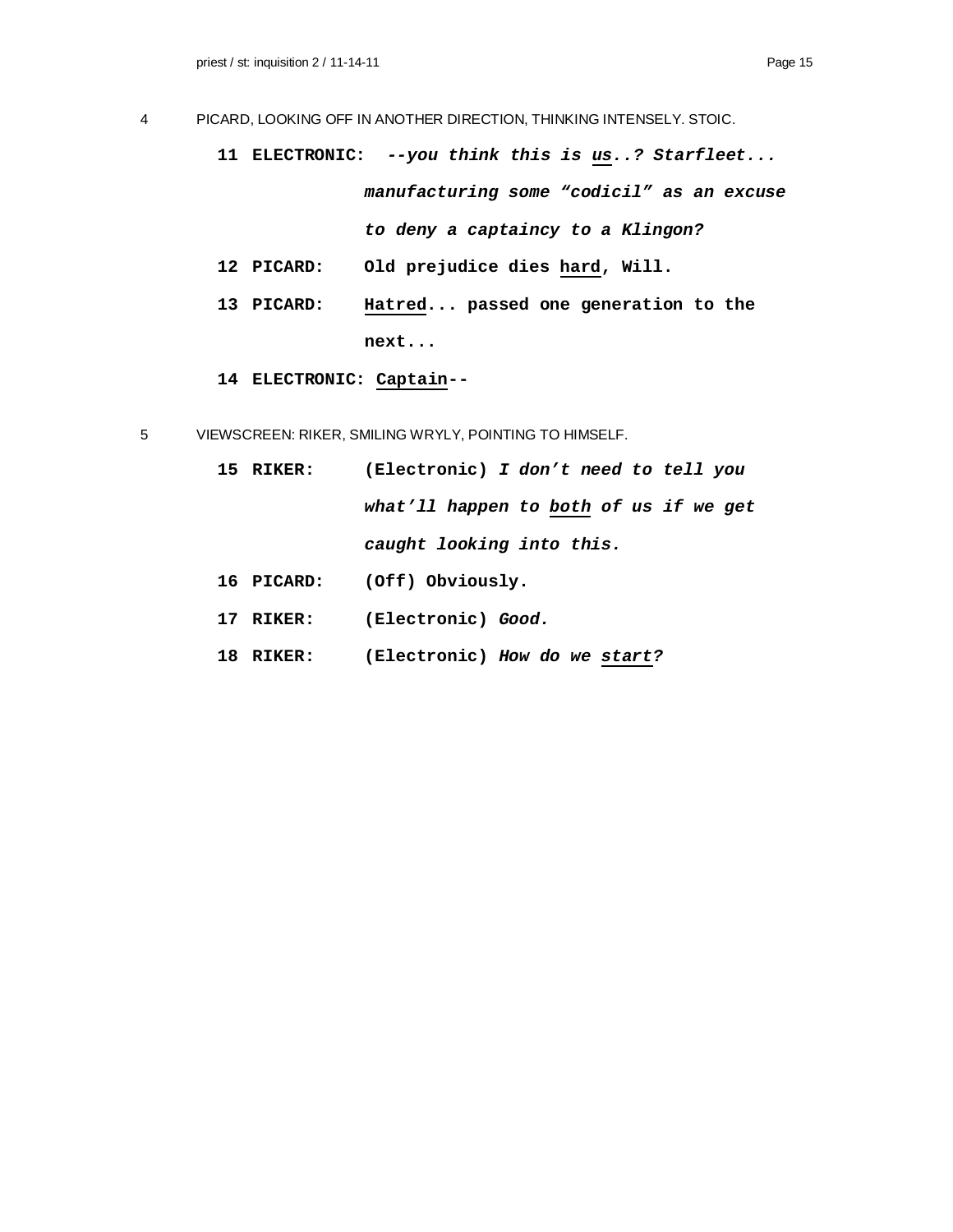4 PICARD, LOOKING OFF IN ANOTHER DIRECTION, THINKING INTENSELY. STOIC.

**11 ELECTRONIC:** ***--you think this is <u>us</u>..? Starfleet... manufacturing some "codicil" as an excuse to deny a captaincy to a Klingon?***

**12 PICARD:** **Old prejudice dies <u>hard</u>, Will.**

**13 PICARD:** **<u>Hatred</u>... passed one generation to the next...**

**14 ELECTRONIC:** **<u>Captain</u>--**

5 VIEWSCREEN: RIKER, SMILING WRYLY, POINTING TO HIMSELF.

**15 RIKER:** **(Electronic)** ***I don't need to tell you what'll happen to <u>both</u> of us if we get caught looking into this.***

**16 PICARD:** **(Off) Obviously.**

**17 RIKER:** **(Electronic)** ***Good.***

**18 RIKER:** **(Electronic)** ***How do we <u>start</u>?***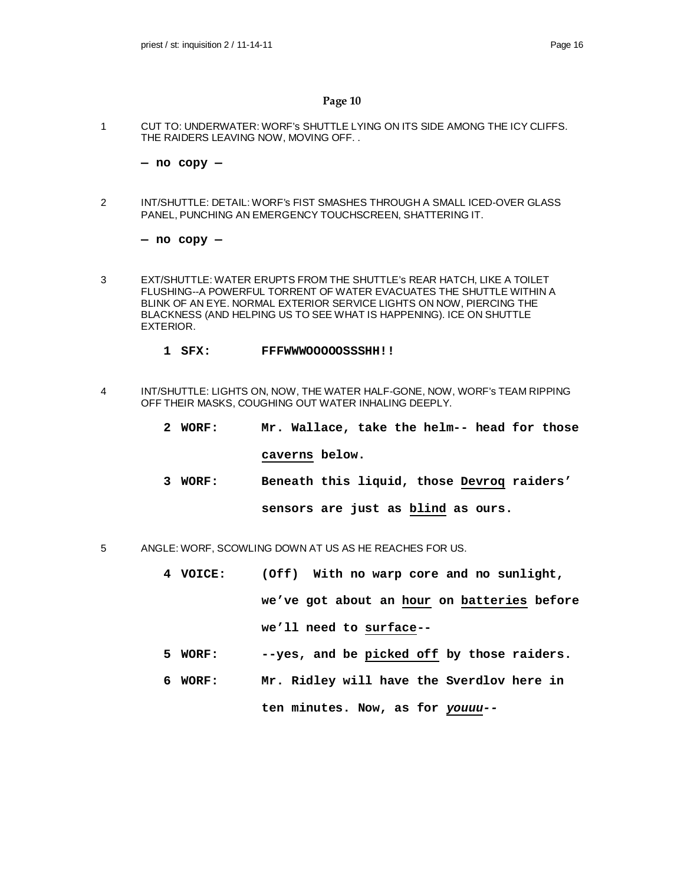## Page 10

1 CUT TO: UNDERWATER: WORF's SHUTTLE LYING ON ITS SIDE AMONG THE ICY CLIFFS. THE RAIDERS LEAVING NOW, MOVING OFF. .

**— no copy —**

2 INT/SHUTTLE: DETAIL: WORF's FIST SMASHES THROUGH A SMALL ICED-OVER GLASS PANEL, PUNCHING AN EMERGENCY TOUCHSCREEN, SHATTERING IT.

**— no copy —**

3 EXT/SHUTTLE: WATER ERUPTS FROM THE SHUTTLE's REAR HATCH, LIKE A TOILET FLUSHING--A POWERFUL TORRENT OF WATER EVACUATES THE SHUTTLE WITHIN A BLINK OF AN EYE. NORMAL EXTERIOR SERVICE LIGHTS ON NOW, PIERCING THE BLACKNESS (AND HELPING US TO SEE WHAT IS HAPPENING). ICE ON SHUTTLE EXTERIOR.

**1 SFX: FFFWWWOOOOOSSSHH!!**

4 INT/SHUTTLE: LIGHTS ON, NOW, THE WATER HALF-GONE, NOW, WORF's TEAM RIPPING OFF THEIR MASKS, COUGHING OUT WATER INHALING DEEPLY.

**2 WORF: Mr. Wallace, take the helm-- head for those <u>caverns</u> below.**

**3 WORF: Beneath this liquid, those <u>Devroq</u> raiders' sensors are just as <u>blind</u> as ours.**

5 ANGLE: WORF, SCOWLING DOWN AT US AS HE REACHES FOR US.

**4 VOICE: (Off) With no warp core and no sunlight, we've got about an <u>hour</u> on <u>batteries</u> before we'll need to <u>surface</u>--**

**5 WORF: --yes, and be <u>picked off</u> by those raiders.**

**6 WORF: Mr. Ridley will have the Sverdlov here in ten minutes. Now, as for *<u>youuu</u>*--**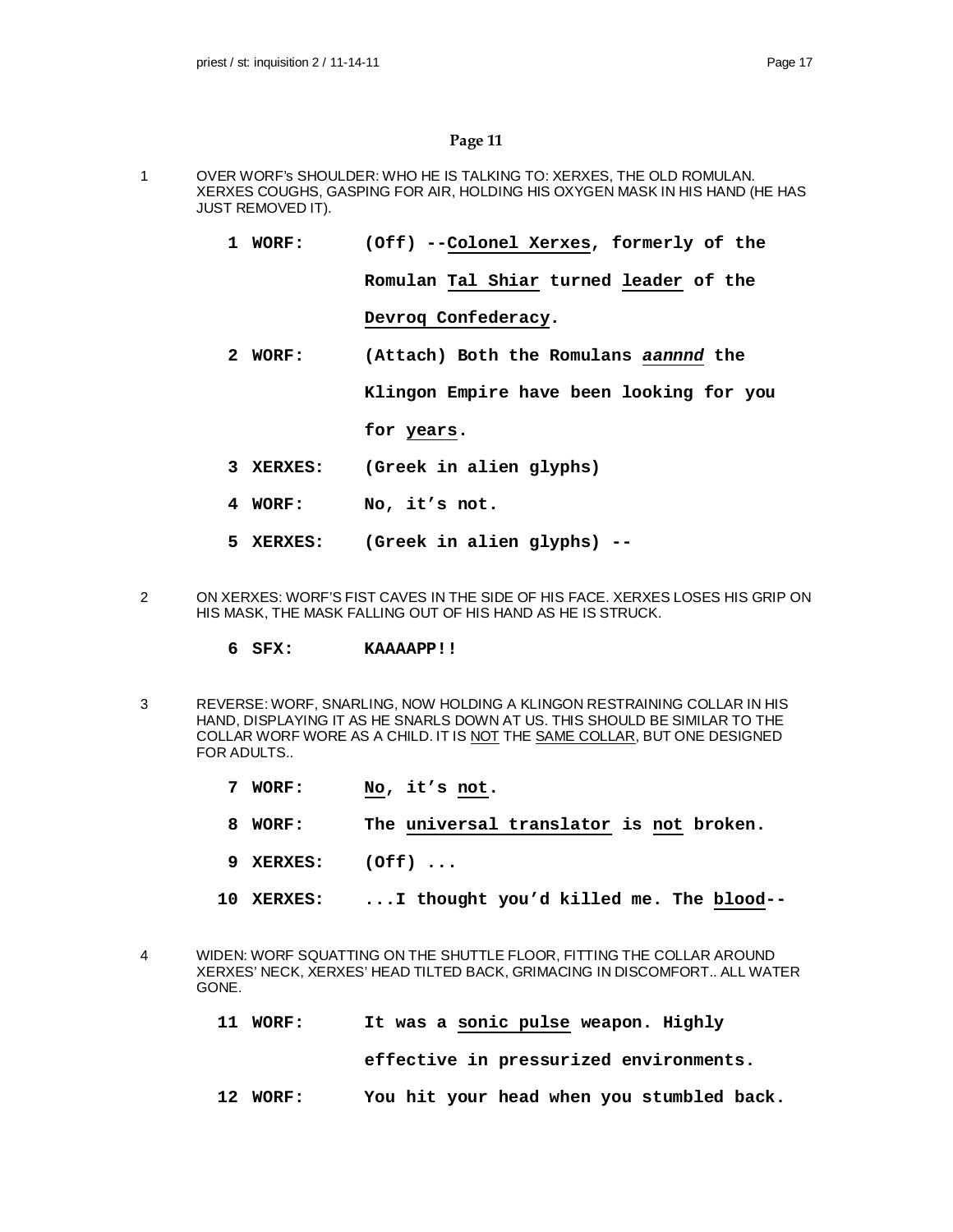## Page 11

1 OVER WORF's SHOULDER: WHO HE IS TALKING TO: XERXES, THE OLD ROMULAN. XERXES COUGHS, GASPING FOR AIR, HOLDING HIS OXYGEN MASK IN HIS HAND (HE HAS JUST REMOVED IT).

**1 WORF:** (Off) --Colonel Xerxes, formerly of the Romulan Tal Shiar turned leader of the Devroq Confederacy.

**2 WORF:** (Attach) Both the Romulans ***aannnd*** the Klingon Empire have been looking for you for years.

**3 XERXES:** (Greek in alien glyphs)

**4 WORF:** No, it's not.

**5 XERXES:** (Greek in alien glyphs) --

2 ON XERXES: WORF'S FIST CAVES IN THE SIDE OF HIS FACE. XERXES LOSES HIS GRIP ON HIS MASK, THE MASK FALLING OUT OF HIS HAND AS HE IS STRUCK.

**6 SFX:** KAAAAPP!!

3 REVERSE: WORF, SNARLING, NOW HOLDING A KLINGON RESTRAINING COLLAR IN HIS HAND, DISPLAYING IT AS HE SNARLS DOWN AT US. THIS SHOULD BE SIMILAR TO THE COLLAR WORF WORE AS A CHILD. IT IS NOT THE SAME COLLAR, BUT ONE DESIGNED FOR ADULTS..

**7 WORF:** No, it's not.

**8 WORF:** The universal translator is not broken.

**9 XERXES:** (Off) ...

**10 XERXES:** ...I thought you'd killed me. The blood--

4 WIDEN: WORF SQUATTING ON THE SHUTTLE FLOOR, FITTING THE COLLAR AROUND XERXES' NECK, XERXES' HEAD TILTED BACK, GRIMACING IN DISCOMFORT.. ALL WATER GONE.

**11 WORF:** It was a sonic pulse weapon. Highly effective in pressurized environments.

**12 WORF:** You hit your head when you stumbled back.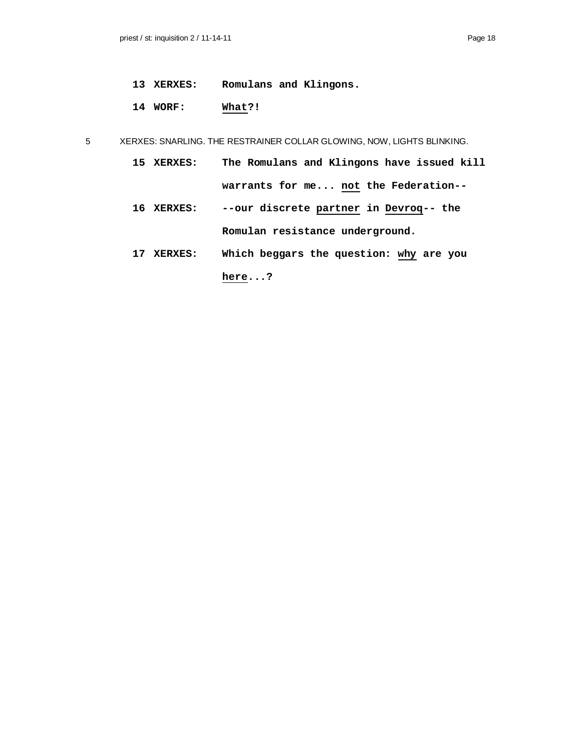**13 XERXES:** **Romulans and Klingons.**

**14 WORF:** **<u>What</u>?!**

5 XERXES: SNARLING. THE RESTRAINER COLLAR GLOWING, NOW, LIGHTS BLINKING.

**15 XERXES:** **The Romulans and Klingons have issued kill warrants for me... <u>not</u> the Federation--**

**16 XERXES:** **--our discrete <u>partner</u> in <u>Devroq</u>-- the Romulan resistance underground.**

**17 XERXES:** **Which beggars the question: <u>why</u> are you <u>here</u>...?**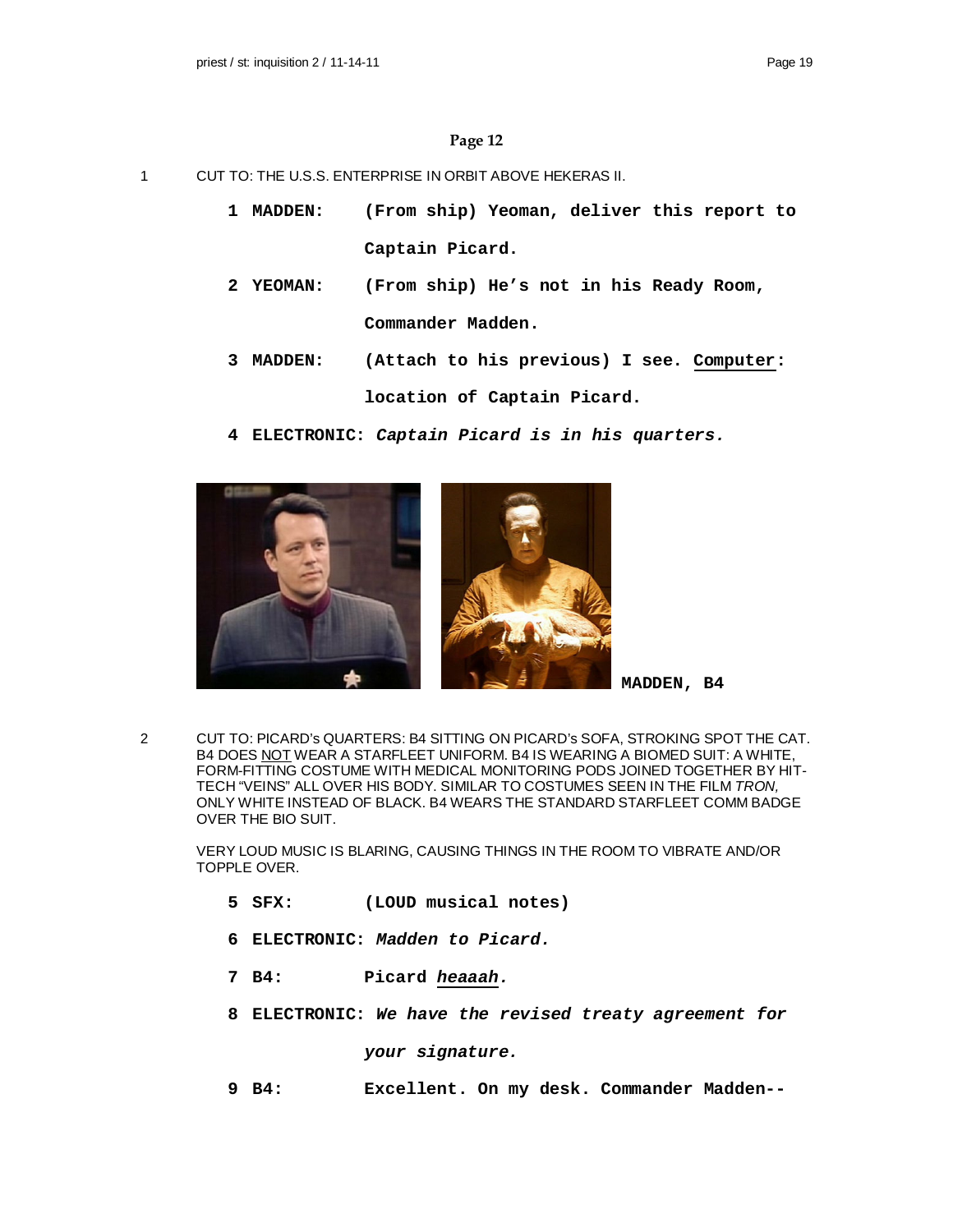## Page 12

1 CUT TO: THE U.S.S. ENTERPRISE IN ORBIT ABOVE HEKERAS II.

**1 MADDEN:** **(From ship) Yeoman, deliver this report to Captain Picard.**

**2 YEOMAN:** **(From ship) He's not in his Ready Room, Commander Madden.**

**3 MADDEN:** **(Attach to his previous) I see. <u>Computer</u>: location of Captain Picard.**

**4 ELECTRONIC:** ***Captain Picard is in his quarters.***

**MADDEN, B4**

2 CUT TO: PICARD's QUARTERS: B4 SITTING ON PICARD's SOFA, STROKING SPOT THE CAT. B4 DOES <u>NOT</u> WEAR A STARFLEET UNIFORM. B4 IS WEARING A BIOMED SUIT: A WHITE, FORM-FITTING COSTUME WITH MEDICAL MONITORING PODS JOINED TOGETHER BY HIT-TECH "VEINS" ALL OVER HIS BODY. SIMILAR TO COSTUMES SEEN IN THE FILM *TRON,* ONLY WHITE INSTEAD OF BLACK. B4 WEARS THE STANDARD STARFLEET COMM BADGE OVER THE BIO SUIT.

VERY LOUD MUSIC IS BLARING, CAUSING THINGS IN THE ROOM TO VIBRATE AND/OR TOPPLE OVER.

**5 SFX:** **(LOUD musical notes)**

**6 ELECTRONIC:** ***Madden to Picard.***

**7 B4:** **Picard *<u>heaaah</u>*.**

**8 ELECTRONIC:** ***We have the revised treaty agreement for your signature.***

**9 B4:** **Excellent. On my desk. Commander Madden--**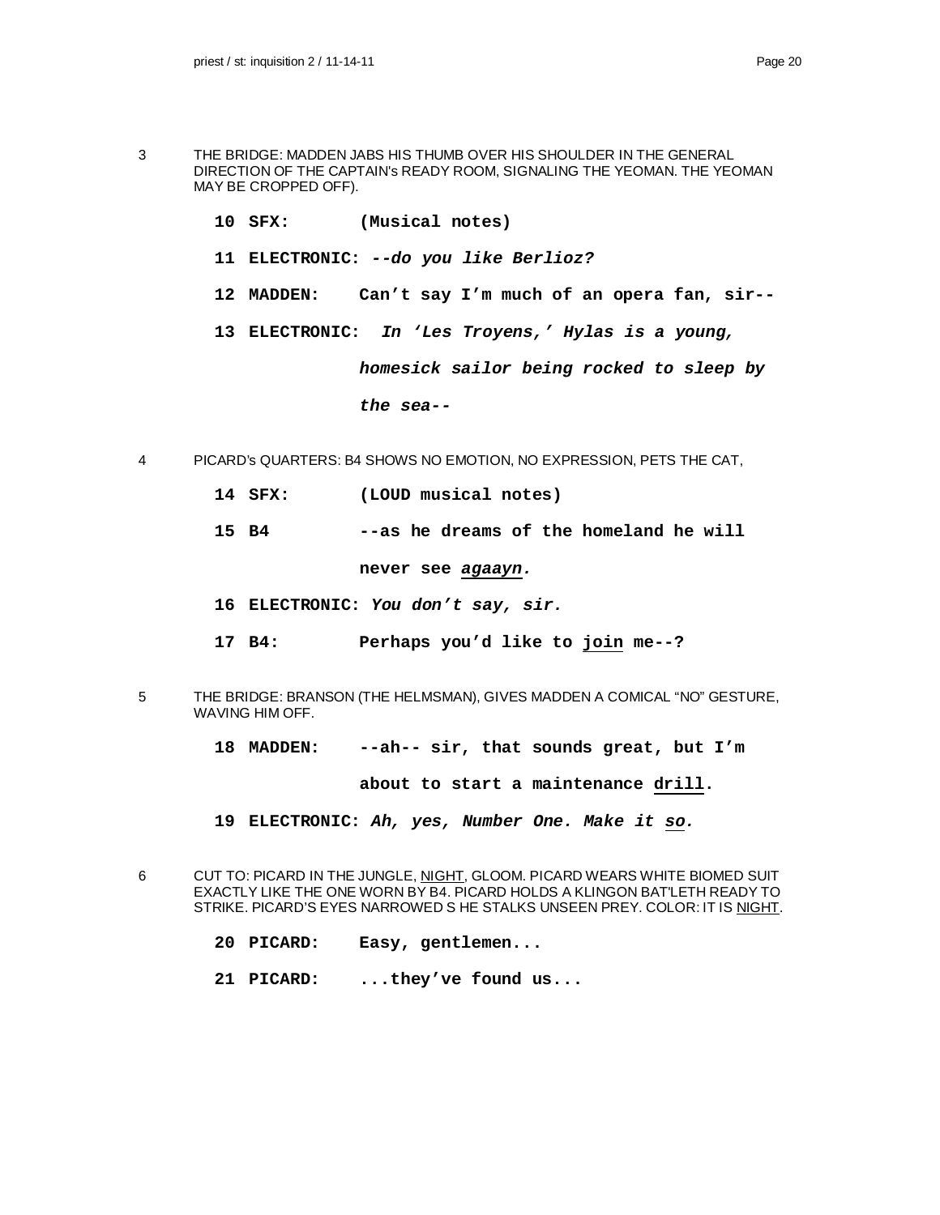3 THE BRIDGE: MADDEN JABS HIS THUMB OVER HIS SHOULDER IN THE GENERAL DIRECTION OF THE CAPTAIN's READY ROOM, SIGNALING THE YEOMAN. THE YEOMAN MAY BE CROPPED OFF).

**10 SFX: (Musical notes)**

**11 ELECTRONIC: *--do you like Berlioz?***

**12 MADDEN: Can't say I'm much of an opera fan, sir--**

**13 ELECTRONIC: *In 'Les Troyens,' Hylas is a young, homesick sailor being rocked to sleep by the sea--***

4 PICARD's QUARTERS: B4 SHOWS NO EMOTION, NO EXPRESSION, PETS THE CAT,

**14 SFX: (LOUD musical notes)**

**15 B4 --as he dreams of the homeland he will never see *agaayn.***

**16 ELECTRONIC: *You don't say, sir.***

**17 B4: Perhaps you'd like to join me--?**

5 THE BRIDGE: BRANSON (THE HELMSMAN), GIVES MADDEN A COMICAL "NO" GESTURE, WAVING HIM OFF.

**18 MADDEN: --ah-- sir, that sounds great, but I'm about to start a maintenance drill.**

**19 ELECTRONIC: *Ah, yes, Number One. Make it so.***

6 CUT TO: PICARD IN THE JUNGLE, NIGHT, GLOOM. PICARD WEARS WHITE BIOMED SUIT EXACTLY LIKE THE ONE WORN BY B4. PICARD HOLDS A KLINGON BAT'LETH READY TO STRIKE. PICARD'S EYES NARROWED S HE STALKS UNSEEN PREY. COLOR: IT IS NIGHT.

**20 PICARD: Easy, gentlemen...**

**21 PICARD: ...they've found us...**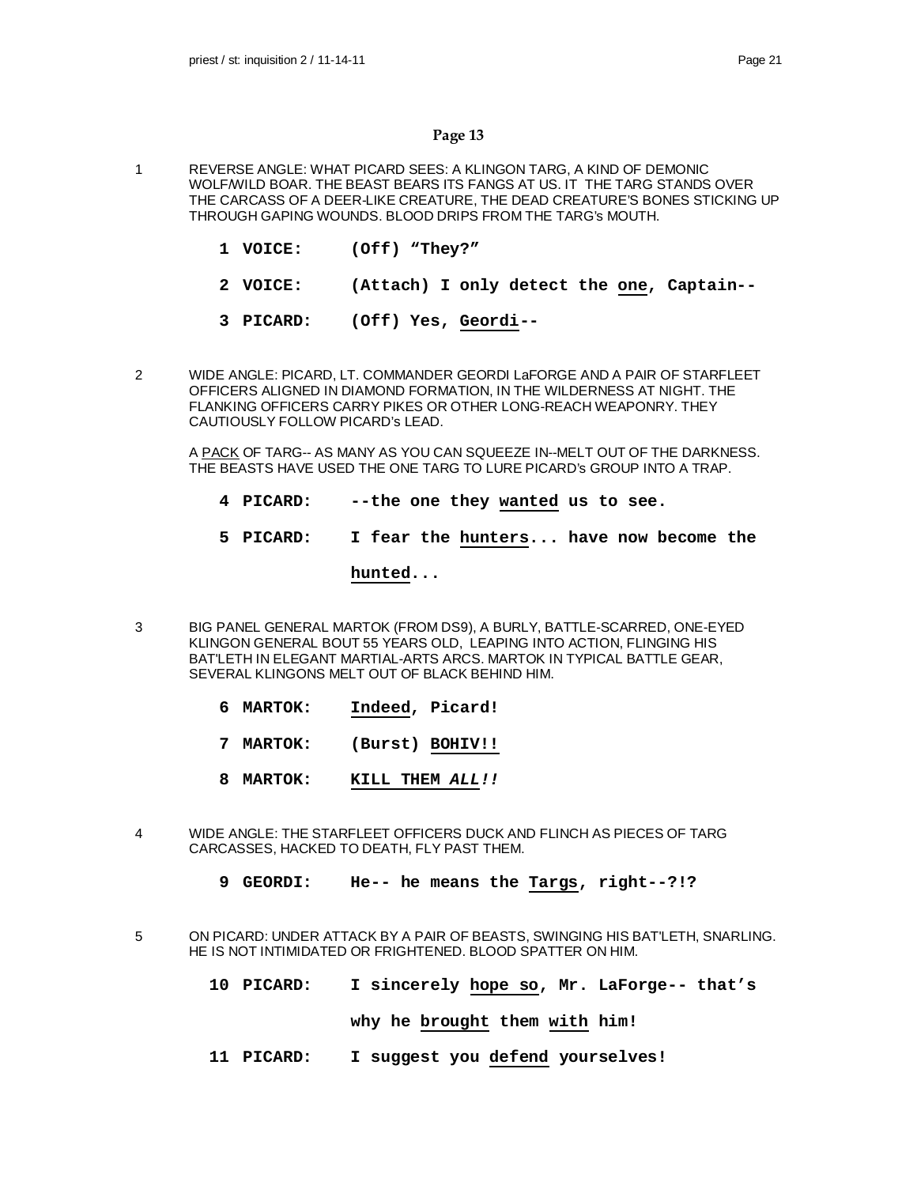## Page 13

1 REVERSE ANGLE: WHAT PICARD SEES: A KLINGON TARG, A KIND OF DEMONIC WOLF/WILD BOAR. THE BEAST BEARS ITS FANGS AT US. IT THE TARG STANDS OVER THE CARCASS OF A DEER-LIKE CREATURE, THE DEAD CREATURE'S BONES STICKING UP THROUGH GAPING WOUNDS. BLOOD DRIPS FROM THE TARG's MOUTH.

**1 VOICE: (Off) "They?"**

**2 VOICE: (Attach) I only detect the <u>one</u>, Captain--**

**3 PICARD: (Off) Yes, <u>Geordi</u>--**

2 WIDE ANGLE: PICARD, LT. COMMANDER GEORDI LaFORGE AND A PAIR OF STARFLEET OFFICERS ALIGNED IN DIAMOND FORMATION, IN THE WILDERNESS AT NIGHT. THE FLANKING OFFICERS CARRY PIKES OR OTHER LONG-REACH WEAPONRY. THEY CAUTIOUSLY FOLLOW PICARD's LEAD.

A <u>PACK</u> OF TARG-- AS MANY AS YOU CAN SQUEEZE IN--MELT OUT OF THE DARKNESS. THE BEASTS HAVE USED THE ONE TARG TO LURE PICARD's GROUP INTO A TRAP.

**4 PICARD: --the one they <u>wanted</u> us to see.**

**5 PICARD: I fear the <u>hunters</u>... have now become the <u>hunted</u>...**

3 BIG PANEL GENERAL MARTOK (FROM DS9), A BURLY, BATTLE-SCARRED, ONE-EYED KLINGON GENERAL BOUT 55 YEARS OLD, LEAPING INTO ACTION, FLINGING HIS BAT'LETH IN ELEGANT MARTIAL-ARTS ARCS. MARTOK IN TYPICAL BATTLE GEAR, SEVERAL KLINGONS MELT OUT OF BLACK BEHIND HIM.

**6 MARTOK: <u>Indeed</u>, Picard!**

**7 MARTOK: (Burst) <u>BOHIV!!</u>**

**8 MARTOK: <u>KILL THEM *ALL!!*</u>**

4 WIDE ANGLE: THE STARFLEET OFFICERS DUCK AND FLINCH AS PIECES OF TARG CARCASSES, HACKED TO DEATH, FLY PAST THEM.

**9 GEORDI: He-- he means the <u>Targs</u>, right--?!?**

5 ON PICARD: UNDER ATTACK BY A PAIR OF BEASTS, SWINGING HIS BAT'LETH, SNARLING. HE IS NOT INTIMIDATED OR FRIGHTENED. BLOOD SPATTER ON HIM.

**10 PICARD: I sincerely <u>hope so</u>, Mr. LaForge-- that's why he <u>brought</u> them <u>with</u> him!**

**11 PICARD: I suggest you <u>defend</u> yourselves!**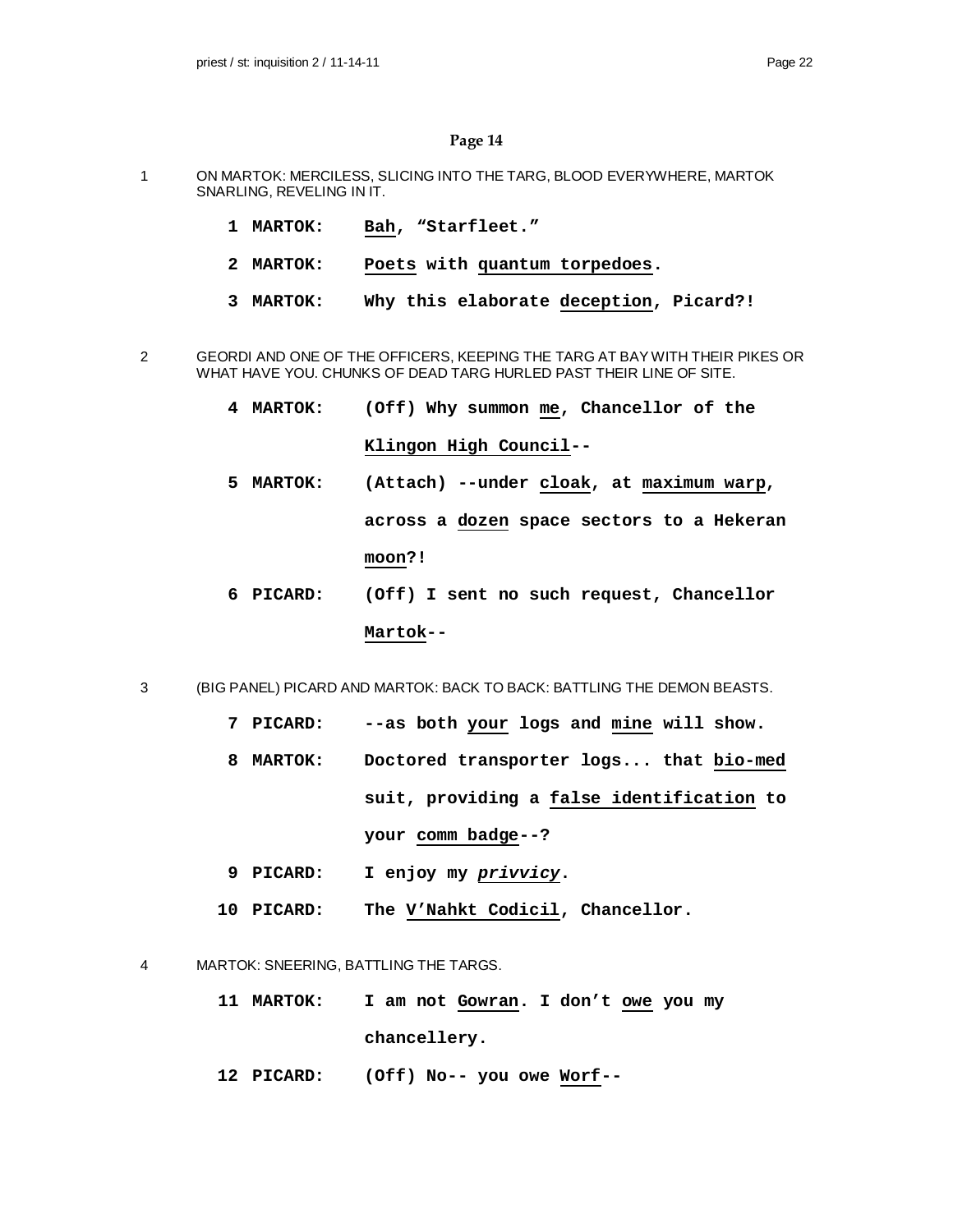## Page 14

1 ON MARTOK: MERCILESS, SLICING INTO THE TARG, BLOOD EVERYWHERE, MARTOK SNARLING, REVELING IN IT.

**1 MARTOK: <u>Bah</u>, "Starfleet."**

**2 MARTOK: <u>Poets</u> with <u>quantum torpedoes</u>.**

**3 MARTOK: Why this elaborate <u>deception</u>, Picard?!**

2 GEORDI AND ONE OF THE OFFICERS, KEEPING THE TARG AT BAY WITH THEIR PIKES OR WHAT HAVE YOU. CHUNKS OF DEAD TARG HURLED PAST THEIR LINE OF SITE.

**4 MARTOK: (Off) Why summon <u>me</u>, Chancellor of the <u>Klingon High Council</u>--**

**5 MARTOK: (Attach) --under <u>cloak</u>, at <u>maximum warp</u>, across a <u>dozen</u> space sectors to a Hekeran <u>moon</u>?!**

**6 PICARD: (Off) I sent no such request, Chancellor <u>Martok</u>--**

3 (BIG PANEL) PICARD AND MARTOK: BACK TO BACK: BATTLING THE DEMON BEASTS.

**7 PICARD: --as both <u>your</u> logs and <u>mine</u> will show.**

**8 MARTOK: Doctored transporter logs... that <u>bio-med</u> suit, providing a <u>false identification</u> to your <u>comm badge</u>--?**

**9 PICARD: I enjoy my <u>*privvicy*</u>.**

**10 PICARD: The <u>V'Nahkt Codicil</u>, Chancellor.**

4 MARTOK: SNEERING, BATTLING THE TARGS.

**11 MARTOK: I am not <u>Gowran</u>. I don't <u>owe</u> you my chancellery.**

**12 PICARD: (Off) No-- you owe <u>Worf</u>--**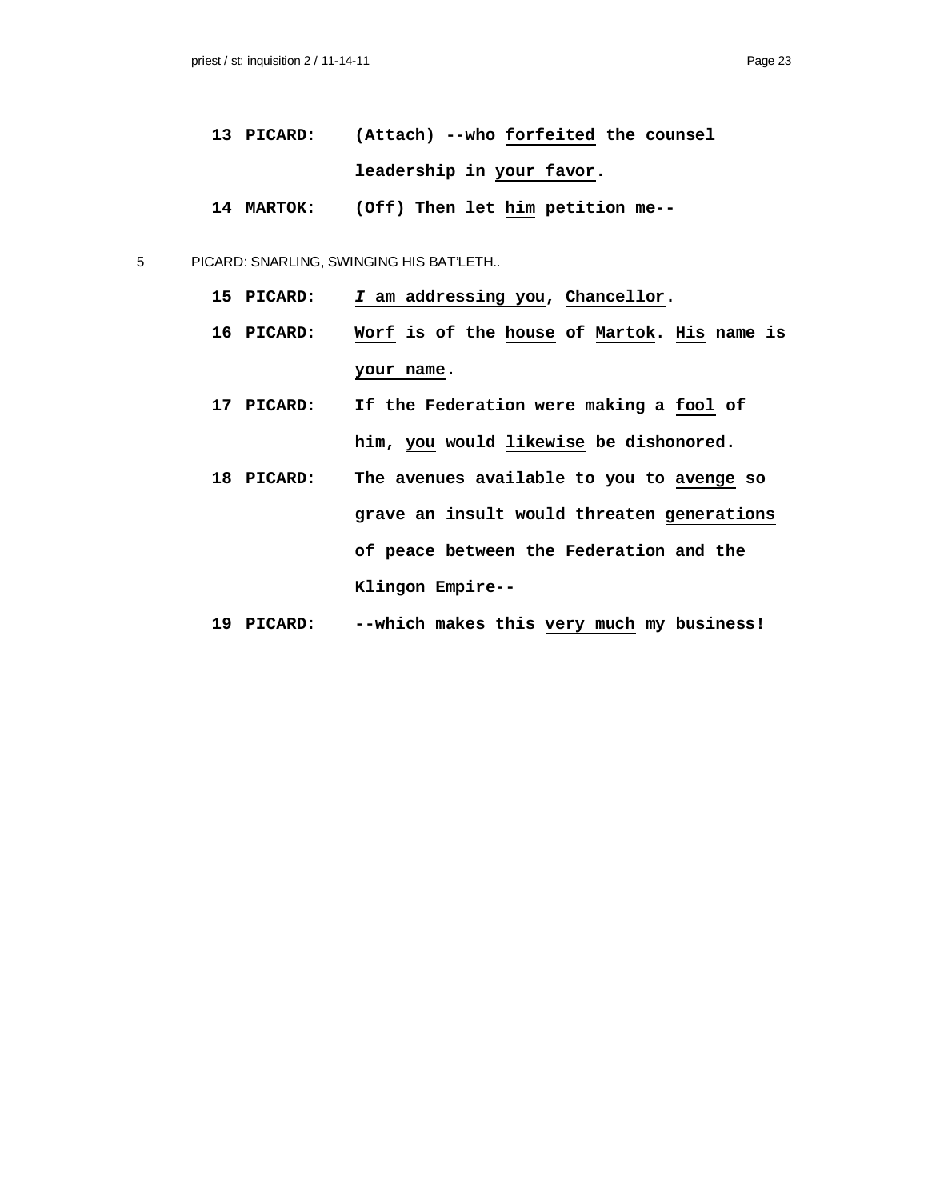**13 PICARD:** **(Attach) --who <u>forfeited</u> the counsel leadership in <u>your favor</u>.**

**14 MARTOK:** **(Off) Then let <u>him</u> petition me--**

5 PICARD: SNARLING, SWINGING HIS BAT'LETH..

**15 PICARD:** ***<u>I</u>* <u>am addressing you</u>, <u>Chancellor</u>.**

**16 PICARD:** **<u>Worf</u> is of the <u>house</u> of <u>Martok</u>. <u>His</u> name is <u>your name</u>.**

**17 PICARD:** **If the Federation were making a <u>fool</u> of him, <u>you</u> would <u>likewise</u> be dishonored.**

**18 PICARD:** **The avenues available to you to <u>avenge</u> so grave an insult would threaten <u>generations</u> of peace between the Federation and the Klingon Empire--**

**19 PICARD:** **--which makes this <u>very much</u> my business!**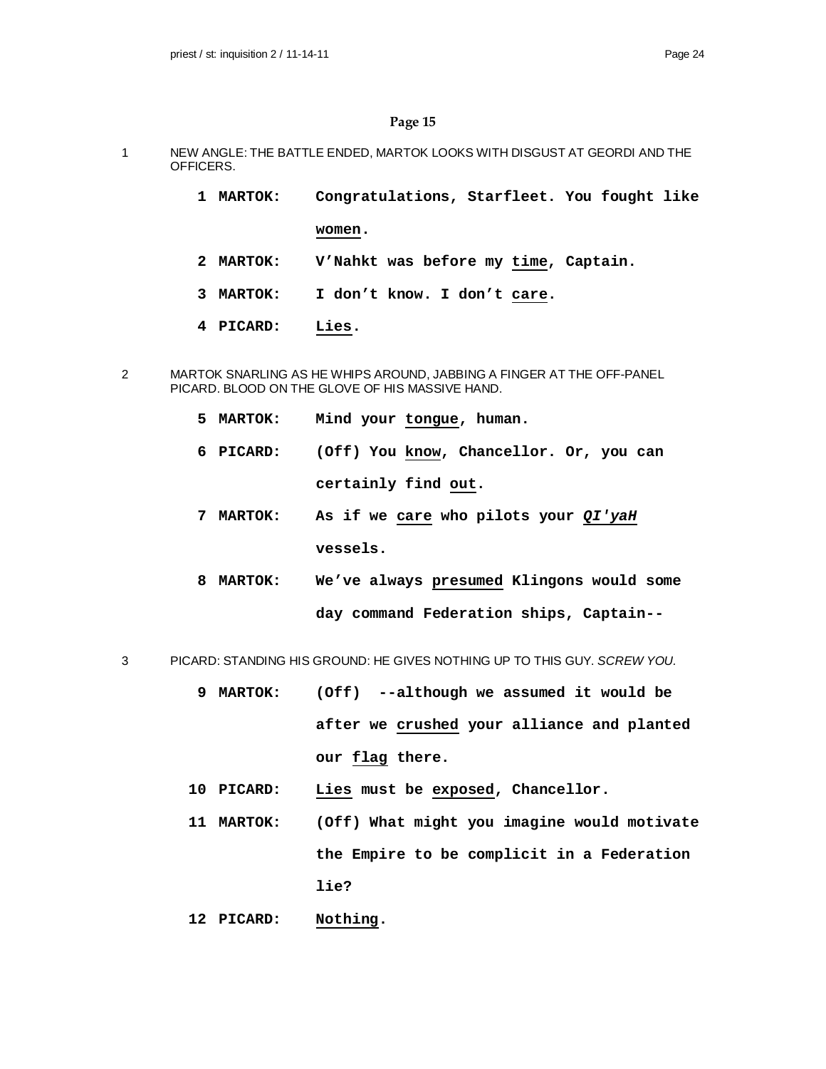## Page 15

1 NEW ANGLE: THE BATTLE ENDED, MARTOK LOOKS WITH DISGUST AT GEORDI AND THE OFFICERS.

**1 MARTOK: Congratulations, Starfleet. You fought like women.**

**2 MARTOK: V'Nahkt was before my time, Captain.**

**3 MARTOK: I don't know. I don't care.**

**4 PICARD: Lies.**

2 MARTOK SNARLING AS HE WHIPS AROUND, JABBING A FINGER AT THE OFF-PANEL PICARD. BLOOD ON THE GLOVE OF HIS MASSIVE HAND.

**5 MARTOK: Mind your tongue, human.**

**6 PICARD: (Off) You know, Chancellor. Or, you can certainly find out.**

**7 MARTOK: As if we care who pilots your *QI'yaH* vessels.**

**8 MARTOK: We've always presumed Klingons would some day command Federation ships, Captain--**

3 PICARD: STANDING HIS GROUND: HE GIVES NOTHING UP TO THIS GUY. *SCREW YOU.*

**9 MARTOK: (Off) --although we assumed it would be after we crushed your alliance and planted our flag there.**

**10 PICARD: Lies must be exposed, Chancellor.**

**11 MARTOK: (Off) What might you imagine would motivate the Empire to be complicit in a Federation lie?**

**12 PICARD: Nothing.**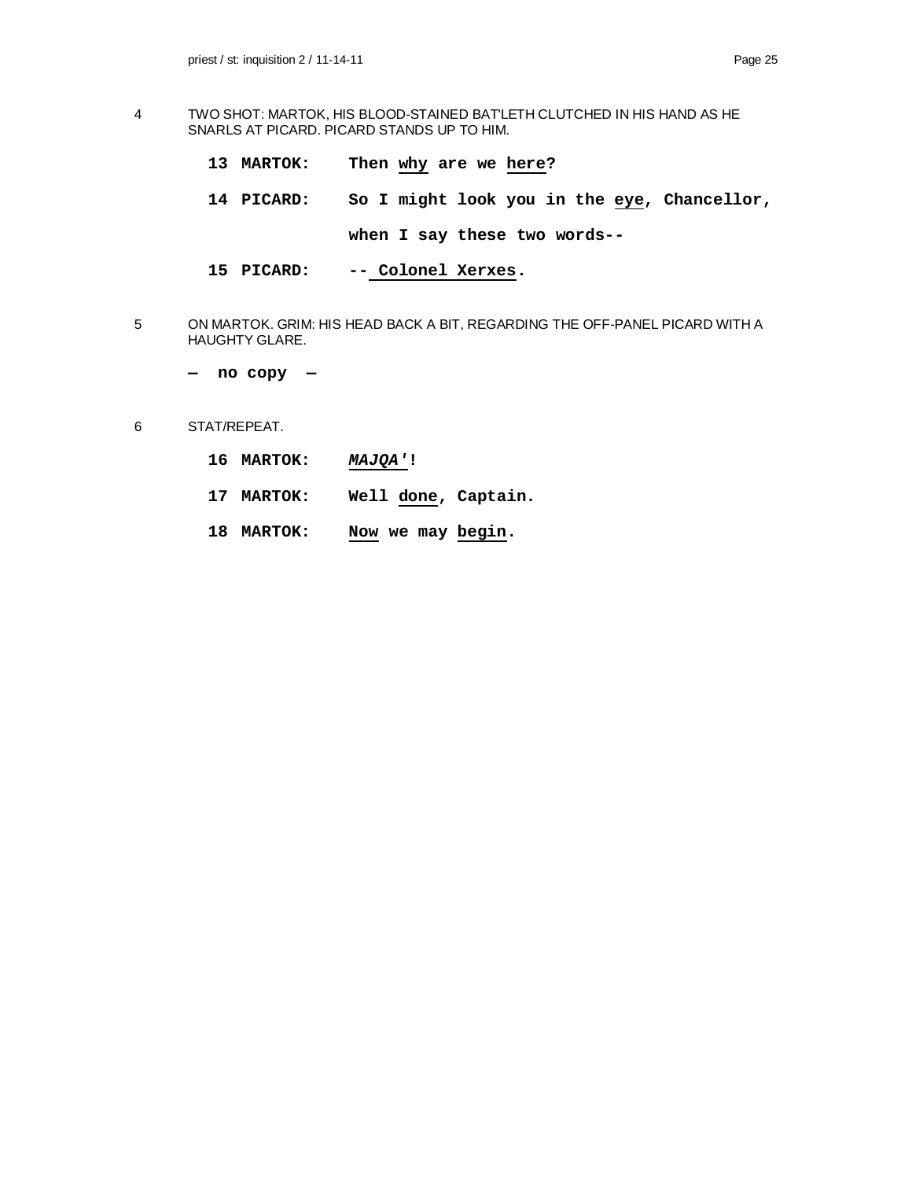4 TWO SHOT: MARTOK, HIS BLOOD-STAINED BAT'LETH CLUTCHED IN HIS HAND AS HE SNARLS AT PICARD. PICARD STANDS UP TO HIM.

**13 MARTOK:** **Then <u>why</u> are we <u>here</u>?**

**14 PICARD:** **So I might look you in the <u>eye</u>, Chancellor, when I say these two words--**

**15 PICARD:** **--<u> Colonel Xerxes</u>.**

5 ON MARTOK. GRIM: HIS HEAD BACK A BIT, REGARDING THE OFF-PANEL PICARD WITH A HAUGHTY GLARE.

**— no copy —**

6 STAT/REPEAT.

**16 MARTOK:** ***<u>MAJQA'</u>*!**

**17 MARTOK:** **Well <u>done</u>, Captain.**

**18 MARTOK:** **<u>Now</u> we may <u>begin</u>.**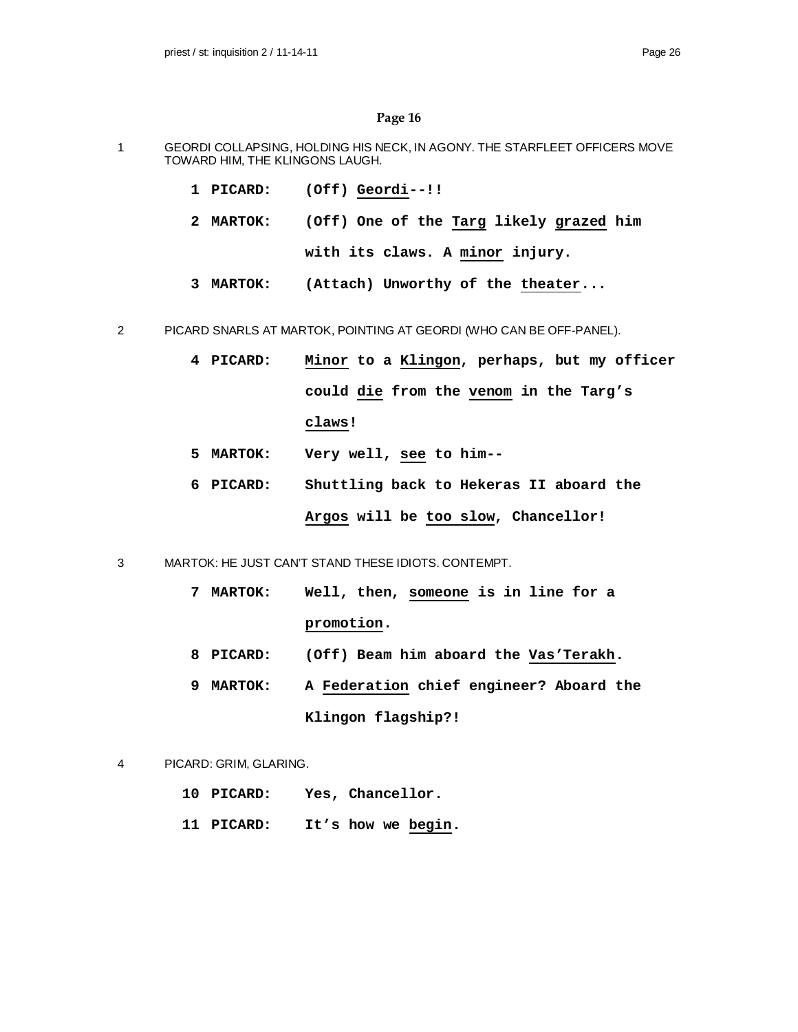## Page 16

1 GEORDI COLLAPSING, HOLDING HIS NECK, IN AGONY. THE STARFLEET OFFICERS MOVE TOWARD HIM, THE KLINGONS LAUGH.

**1 PICARD: (Off) Geordi--!!**

**2 MARTOK: (Off) One of the Targ likely grazed him with its claws. A minor injury.**

**3 MARTOK: (Attach) Unworthy of the theater...**

2 PICARD SNARLS AT MARTOK, POINTING AT GEORDI (WHO CAN BE OFF-PANEL).

**4 PICARD: Minor to a Klingon, perhaps, but my officer could die from the venom in the Targ's claws!**

**5 MARTOK: Very well, see to him--**

**6 PICARD: Shuttling back to Hekeras II aboard the Argos will be too slow, Chancellor!**

3 MARTOK: HE JUST CAN'T STAND THESE IDIOTS. CONTEMPT.

**7 MARTOK: Well, then, someone is in line for a promotion.**

**8 PICARD: (Off) Beam him aboard the Vas'Terakh.**

**9 MARTOK: A Federation chief engineer? Aboard the Klingon flagship?!**

4 PICARD: GRIM, GLARING.

**10 PICARD: Yes, Chancellor.**

**11 PICARD: It's how we begin.**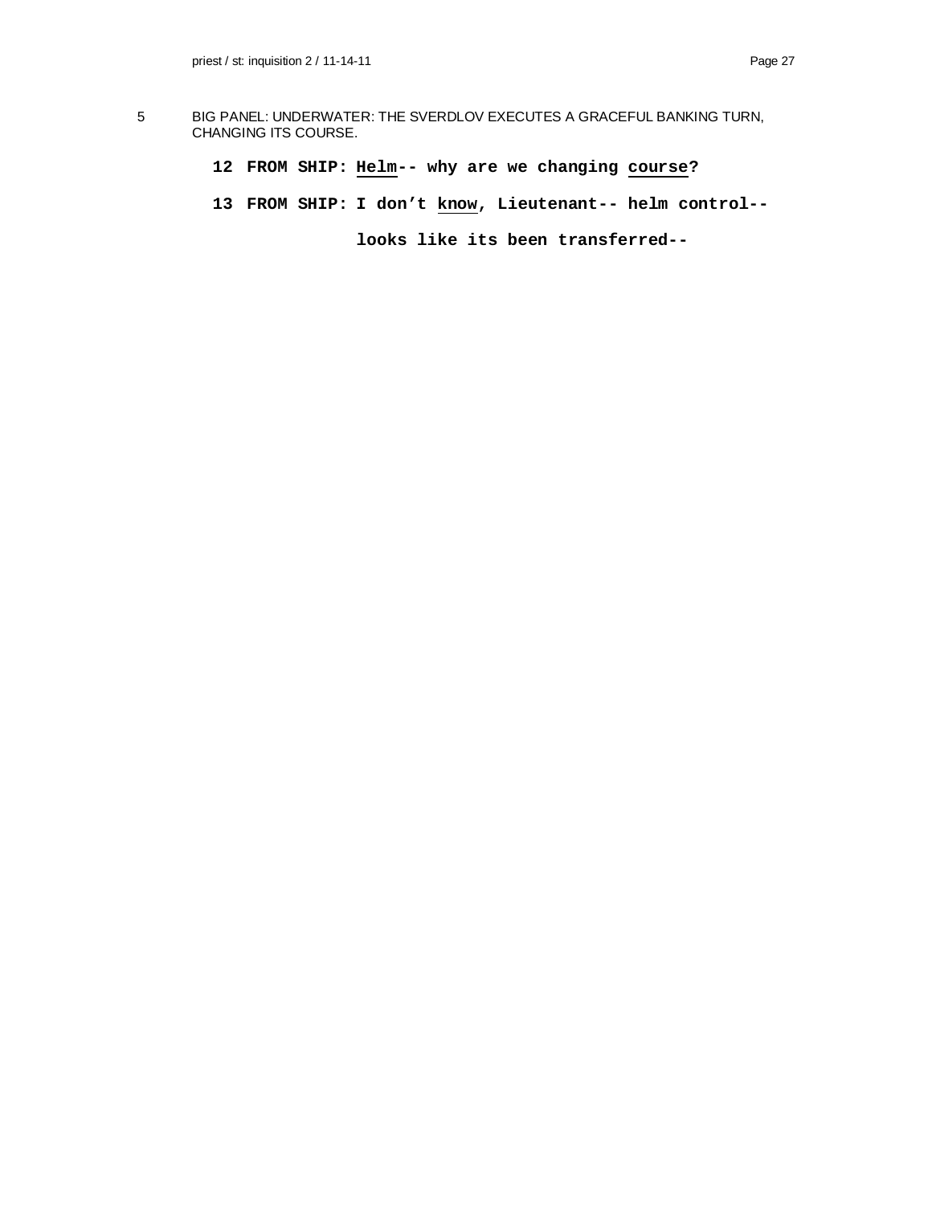5 BIG PANEL: UNDERWATER: THE SVERDLOV EXECUTES A GRACEFUL BANKING TURN, CHANGING ITS COURSE.

**12 FROM SHIP: <u>Helm</u>-- why are we changing <u>course</u>?**

**13 FROM SHIP: I don't <u>know</u>, Lieutenant-- helm control-- looks like its been transferred--**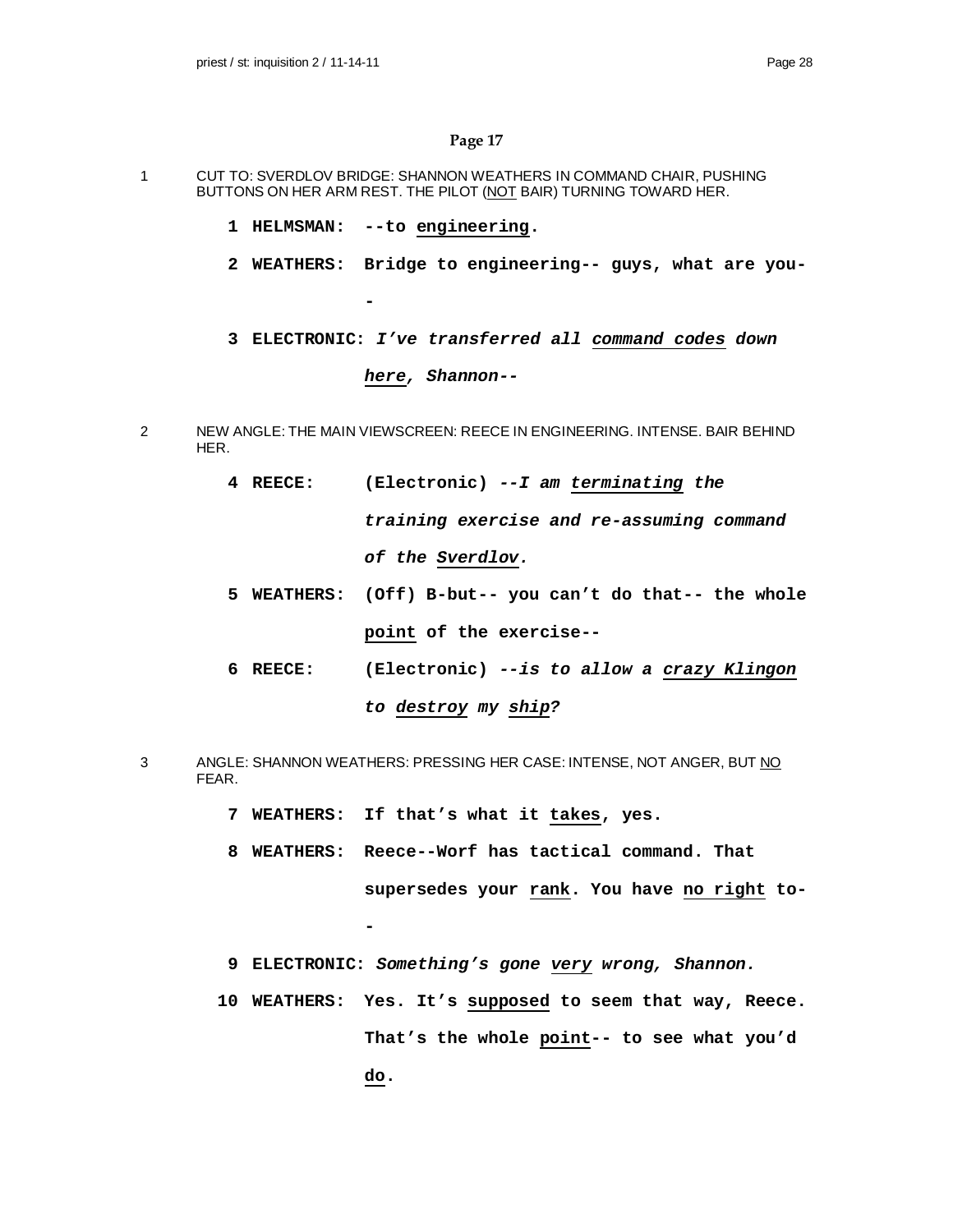## Page 17

1 CUT TO: SVERDLOV BRIDGE: SHANNON WEATHERS IN COMMAND CHAIR, PUSHING BUTTONS ON HER ARM REST. THE PILOT (NOT BAIR) TURNING TOWARD HER.

**1 HELMSMAN: --to engineering.**

**2 WEATHERS: Bridge to engineering-- guys, what are you--**

**3 ELECTRONIC:** ***I've transferred all command codes down here, Shannon--***

2 NEW ANGLE: THE MAIN VIEWSCREEN: REECE IN ENGINEERING. INTENSE. BAIR BEHIND HER.

**4 REECE: (Electronic)** ***--I am terminating the training exercise and re-assuming command of the Sverdlov.***

**5 WEATHERS: (Off) B-but-- you can't do that-- the whole point of the exercise--**

**6 REECE: (Electronic)** ***--is to allow a crazy Klingon to destroy my ship?***

3 ANGLE: SHANNON WEATHERS: PRESSING HER CASE: INTENSE, NOT ANGER, BUT NO FEAR.

**7 WEATHERS: If that's what it takes, yes.**

**8 WEATHERS: Reece--Worf has tactical command. That supersedes your rank. You have no right to--**

**9 ELECTRONIC:** ***Something's gone very wrong, Shannon.***

**10 WEATHERS: Yes. It's supposed to seem that way, Reece. That's the whole point-- to see what you'd do.**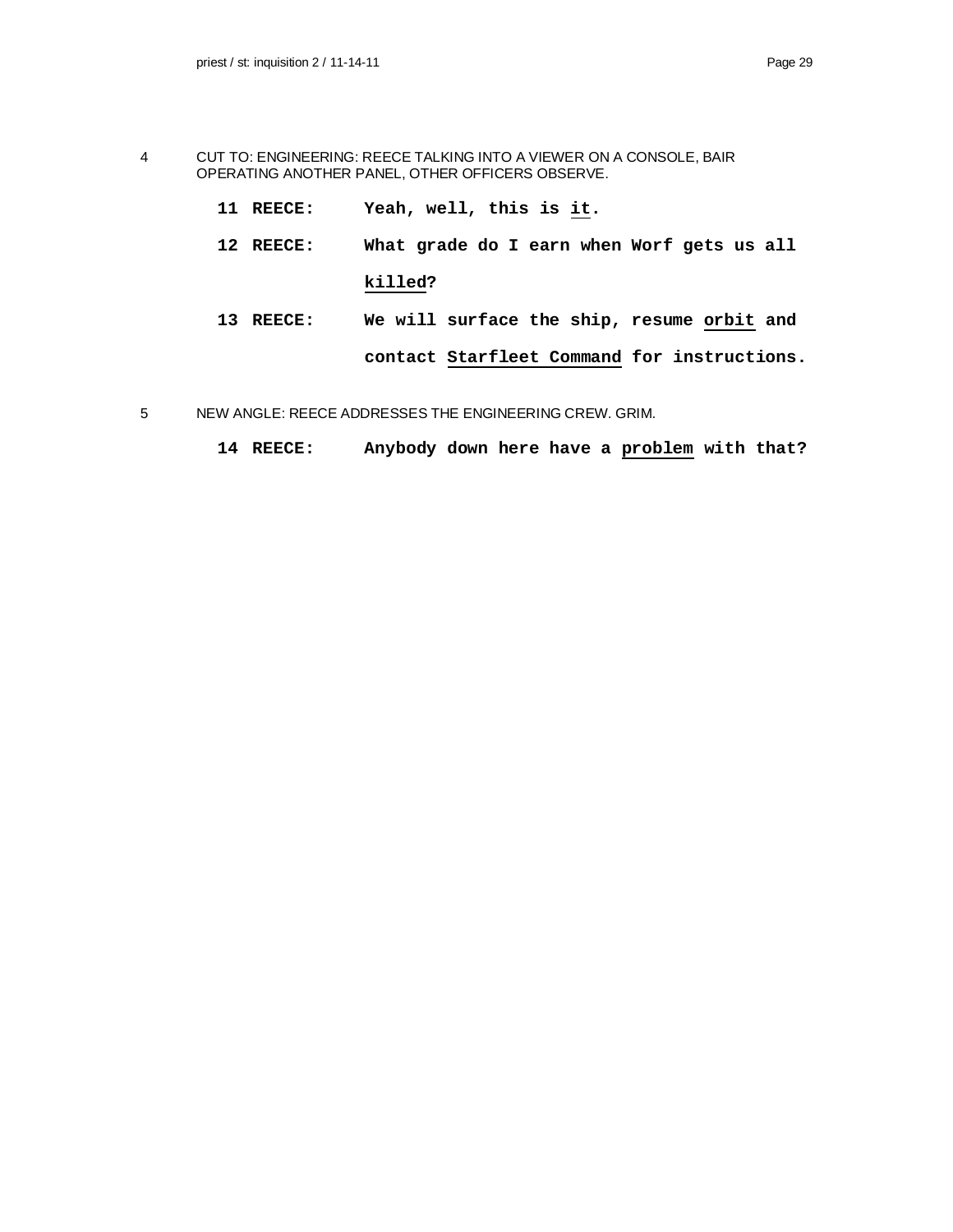4 CUT TO: ENGINEERING: REECE TALKING INTO A VIEWER ON A CONSOLE, BAIR OPERATING ANOTHER PANEL, OTHER OFFICERS OBSERVE.

**11 REECE:** **Yeah, well, this is <u>it</u>.**

**12 REECE:** **What grade do I earn when Worf gets us all <u>killed</u>?**

**13 REECE:** **We will surface the ship, resume <u>orbit</u> and contact <u>Starfleet Command</u> for instructions.**

5 NEW ANGLE: REECE ADDRESSES THE ENGINEERING CREW. GRIM.

**14 REECE:** **Anybody down here have a <u>problem</u> with that?**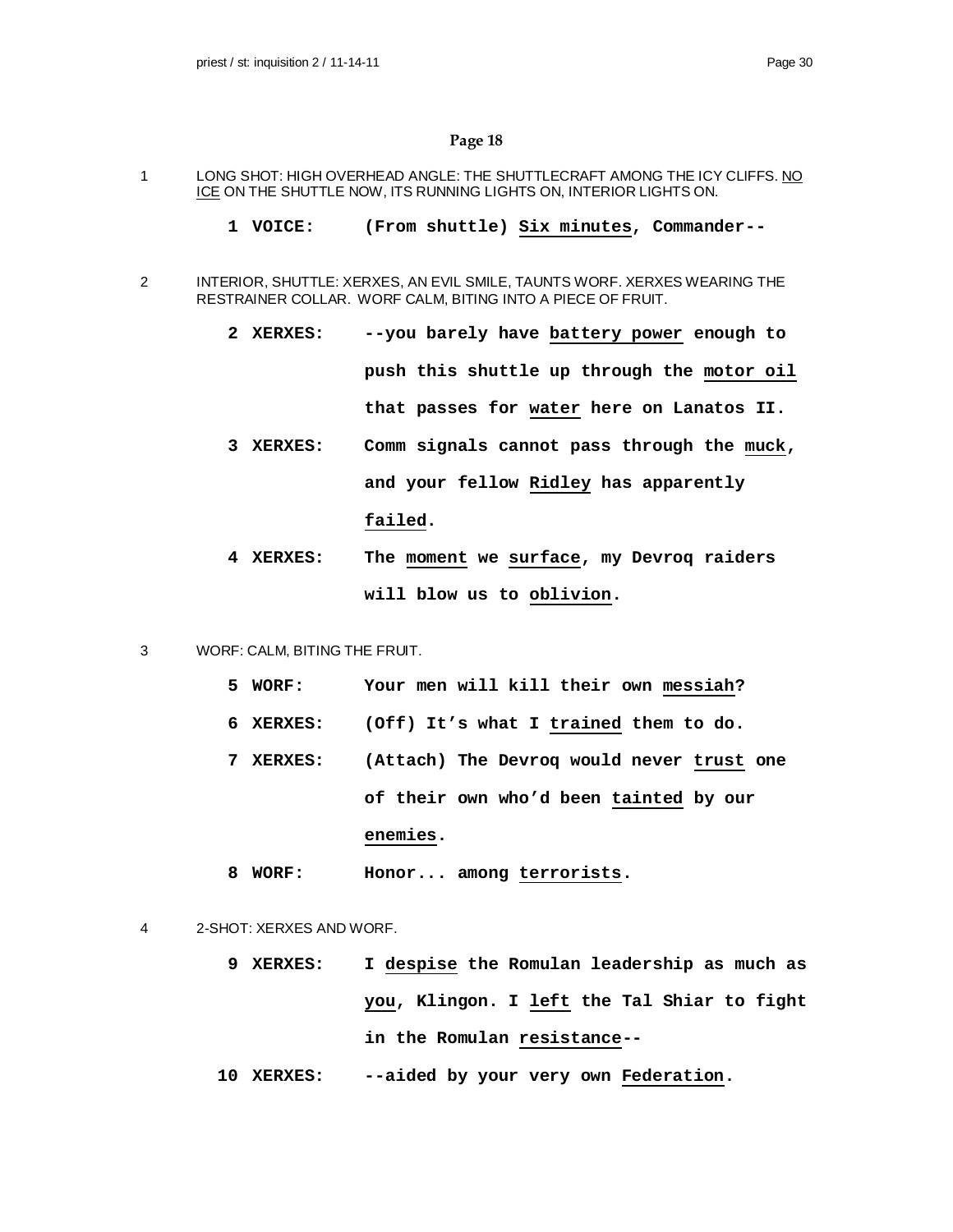## Page 18

1 LONG SHOT: HIGH OVERHEAD ANGLE: THE SHUTTLECRAFT AMONG THE ICY CLIFFS. <u>NO ICE</u> ON THE SHUTTLE NOW, ITS RUNNING LIGHTS ON, INTERIOR LIGHTS ON.

**1 VOICE: (From shuttle) <u>Six minutes</u>, Commander--**

2 INTERIOR, SHUTTLE: XERXES, AN EVIL SMILE, TAUNTS WORF. XERXES WEARING THE RESTRAINER COLLAR. WORF CALM, BITING INTO A PIECE OF FRUIT.

**2 XERXES: --you barely have <u>battery power</u> enough to push this shuttle up through the <u>motor oil</u> that passes for <u>water</u> here on Lanatos II.**

**3 XERXES: Comm signals cannot pass through the <u>muck</u>, and your fellow <u>Ridley</u> has apparently <u>failed</u>.**

**4 XERXES: The <u>moment</u> we <u>surface</u>, my Devroq raiders will blow us to <u>oblivion</u>.**

3 WORF: CALM, BITING THE FRUIT.

**5 WORF: Your men will kill their own <u>messiah</u>?**

**6 XERXES: (Off) It's what I <u>trained</u> them to do.**

**7 XERXES: (Attach) The Devroq would never <u>trust</u> one of their own who'd been <u>tainted</u> by our <u>enemies</u>.**

**8 WORF: Honor... among <u>terrorists</u>.**

4 2-SHOT: XERXES AND WORF.

**9 XERXES: I <u>despise</u> the Romulan leadership as much as <u>you</u>, Klingon. I <u>left</u> the Tal Shiar to fight in the Romulan <u>resistance</u>--**

**10 XERXES: --aided by your very own <u>Federation</u>.**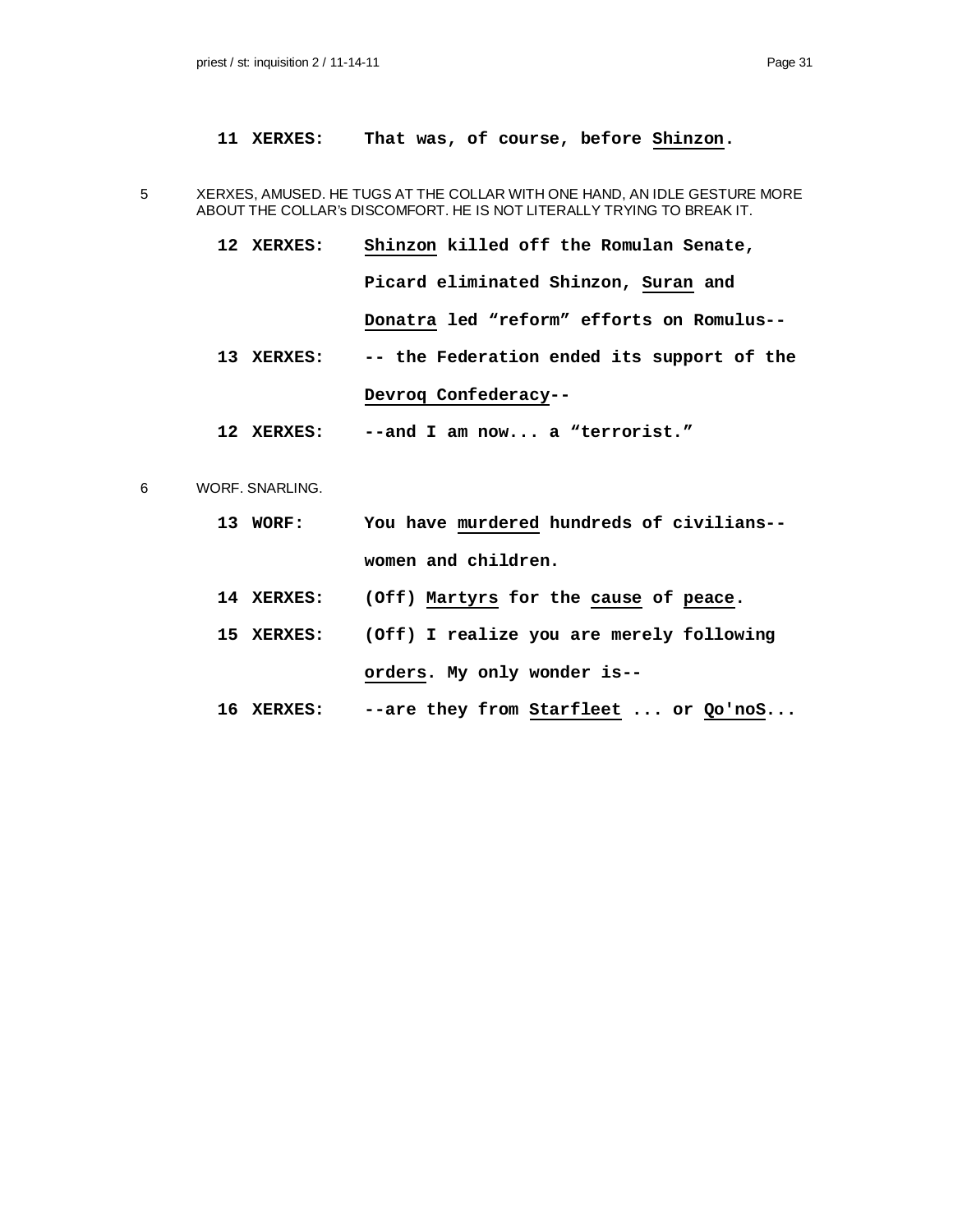**11 XERXES:** **That was, of course, before <u>Shinzon</u>.**

5 XERXES, AMUSED. HE TUGS AT THE COLLAR WITH ONE HAND, AN IDLE GESTURE MORE ABOUT THE COLLAR's DISCOMFORT. HE IS NOT LITERALLY TRYING TO BREAK IT.

**12 XERXES:** **<u>Shinzon</u> killed off the Romulan Senate, Picard eliminated Shinzon, <u>Suran</u> and <u>Donatra</u> led "reform" efforts on Romulus--**

**13 XERXES:** **-- the Federation ended its support of the <u>Devroq Confederacy</u>--**

**12 XERXES:** **--and I am now... a "terrorist."**

6 WORF. SNARLING.

**13 WORF:** **You have <u>murdered</u> hundreds of civilians-- women and children.**

**14 XERXES:** **(Off) <u>Martyrs</u> for the <u>cause</u> of <u>peace</u>.**

**15 XERXES:** **(Off) I realize you are merely following <u>orders</u>. My only wonder is--**

**16 XERXES:** **--are they from <u>Starfleet</u> ... or <u>Qo'noS</u>...**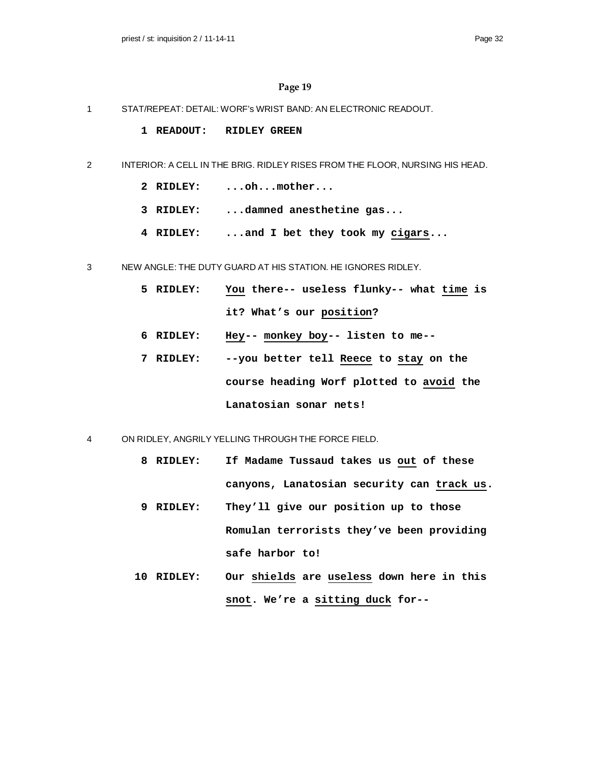## Page 19

1 STAT/REPEAT: DETAIL: WORF's WRIST BAND: AN ELECTRONIC READOUT.

**1 READOUT: RIDLEY GREEN**

2 INTERIOR: A CELL IN THE BRIG. RIDLEY RISES FROM THE FLOOR, NURSING HIS HEAD.

**2 RIDLEY: ...oh...mother...**

**3 RIDLEY: ...damned anesthetine gas...**

**4 RIDLEY: ...and I bet they took my <u>cigars</u>...**

3 NEW ANGLE: THE DUTY GUARD AT HIS STATION. HE IGNORES RIDLEY.

**5 RIDLEY: <u>You</u> there-- useless flunky-- what <u>time</u> is it? What's our <u>position</u>?**

**6 RIDLEY: <u>Hey</u>-- <u>monkey boy</u>-- listen to me--**

**7 RIDLEY: --you better tell <u>Reece</u> to <u>stay</u> on the course heading Worf plotted to <u>avoid</u> the Lanatosian sonar nets!**

4 ON RIDLEY, ANGRILY YELLING THROUGH THE FORCE FIELD.

**8 RIDLEY: If Madame Tussaud takes us <u>out</u> of these canyons, Lanatosian security can <u>track us</u>.**

**9 RIDLEY: They'll give our position up to those Romulan terrorists they've been providing safe harbor to!**

**10 RIDLEY: Our <u>shields</u> are <u>useless</u> down here in this <u>snot</u>. We're a <u>sitting duck</u> for--**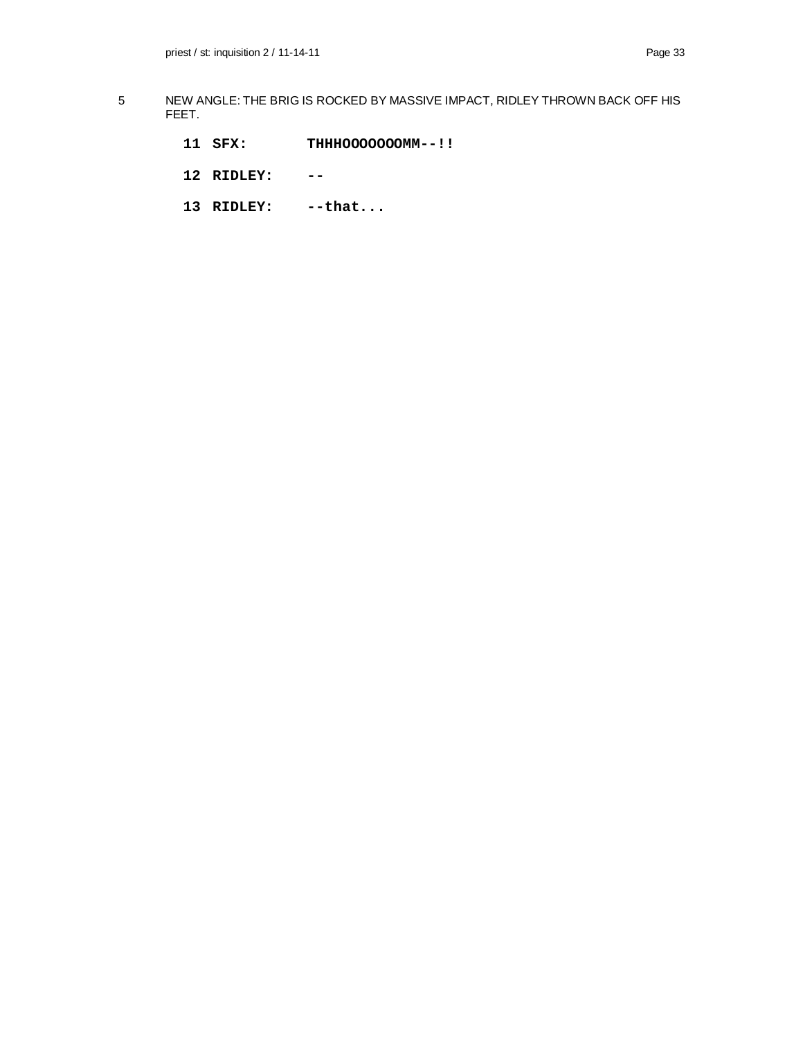5 NEW ANGLE: THE BRIG IS ROCKED BY MASSIVE IMPACT, RIDLEY THROWN BACK OFF HIS FEET.

**11 SFX: THHHOOOOOOOMM--!!**

**12 RIDLEY: --**

**13 RIDLEY: --that...**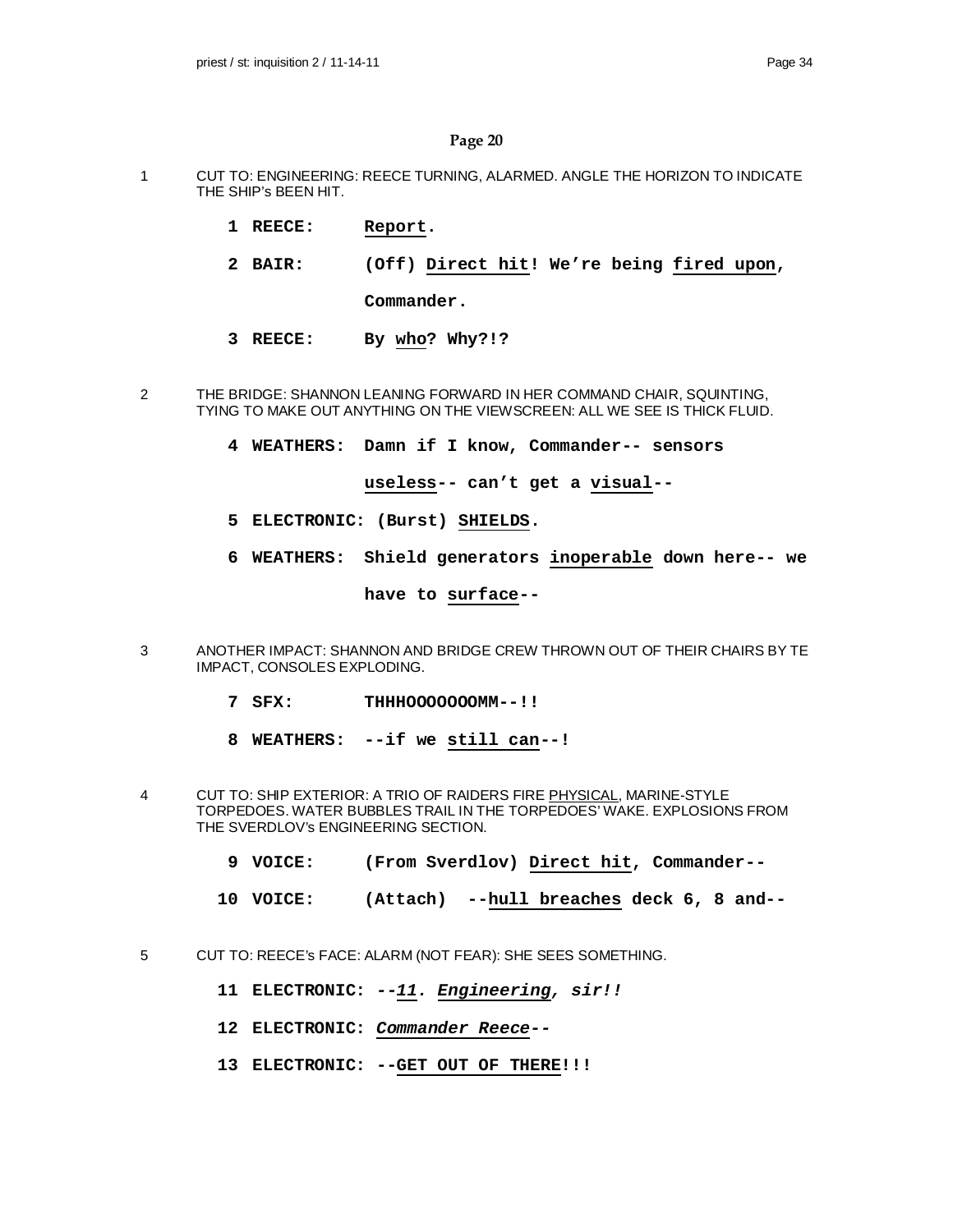## Page 20

1 CUT TO: ENGINEERING: REECE TURNING, ALARMED. ANGLE THE HORIZON TO INDICATE THE SHIP's BEEN HIT.

**1 REECE: Report.**

**2 BAIR: (Off) Direct hit! We're being fired upon, Commander.**

**3 REECE: By who? Why?!?**

2 THE BRIDGE: SHANNON LEANING FORWARD IN HER COMMAND CHAIR, SQUINTING, TYING TO MAKE OUT ANYTHING ON THE VIEWSCREEN: ALL WE SEE IS THICK FLUID.

**4 WEATHERS: Damn if I know, Commander-- sensors useless-- can't get a visual--**

**5 ELECTRONIC: (Burst) SHIELDS.**

**6 WEATHERS: Shield generators inoperable down here-- we have to surface--**

3 ANOTHER IMPACT: SHANNON AND BRIDGE CREW THROWN OUT OF THEIR CHAIRS BY TE IMPACT, CONSOLES EXPLODING.

**7 SFX: THHHOOOOOOOMM--!!**

**8 WEATHERS: --if we still can--!**

4 CUT TO: SHIP EXTERIOR: A TRIO OF RAIDERS FIRE PHYSICAL, MARINE-STYLE TORPEDOES. WATER BUBBLES TRAIL IN THE TORPEDOES' WAKE. EXPLOSIONS FROM THE SVERDLOV's ENGINEERING SECTION.

**9 VOICE: (From Sverdlov) Direct hit, Commander--**

**10 VOICE: (Attach) --hull breaches deck 6, 8 and--**

5 CUT TO: REECE's FACE: ALARM (NOT FEAR): SHE SEES SOMETHING.

**11 ELECTRONIC: *--11. Engineering, sir!!***

**12 ELECTRONIC: *Commander Reece--***

**13 ELECTRONIC: --GET OUT OF THERE!!!**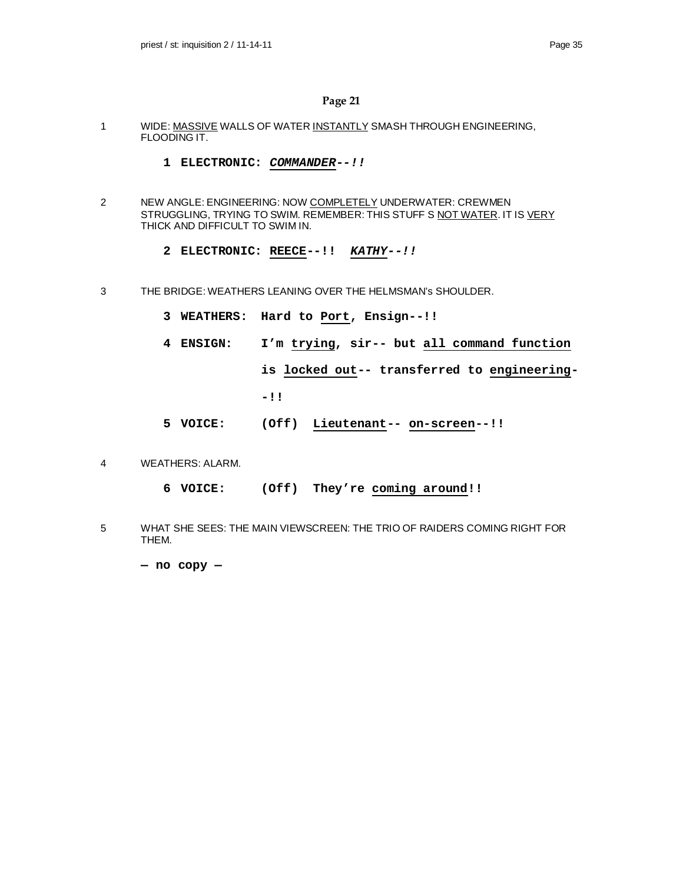## Page 21

1 WIDE: <u>MASSIVE</u> WALLS OF WATER <u>INSTANTLY</u> SMASH THROUGH ENGINEERING, FLOODING IT.

**1 ELECTRONIC: *<u>COMMANDER</u>--!!***

2 NEW ANGLE: ENGINEERING: NOW <u>COMPLETELY</u> UNDERWATER: CREWMEN STRUGGLING, TRYING TO SWIM. REMEMBER: THIS STUFF S <u>NOT WATER</u>. IT IS <u>VERY</u> THICK AND DIFFICULT TO SWIM IN.

**2 ELECTRONIC: <u>REECE</u>--!! *<u>KATHY</u>--!!***

3 THE BRIDGE: WEATHERS LEANING OVER THE HELMSMAN's SHOULDER.

**3 WEATHERS: Hard to <u>Port</u>, Ensign--!!**

**4 ENSIGN: I'm <u>trying</u>, sir-- but <u>all command function</u> is <u>locked out</u>-- transferred to <u>engineering</u>--!!**

**5 VOICE: (Off) <u>Lieutenant</u>-- <u>on-screen</u>--!!**

4 WEATHERS: ALARM.

**6 VOICE: (Off) They're <u>coming around</u>!!**

5 WHAT SHE SEES: THE MAIN VIEWSCREEN: THE TRIO OF RAIDERS COMING RIGHT FOR THEM.

**— no copy —**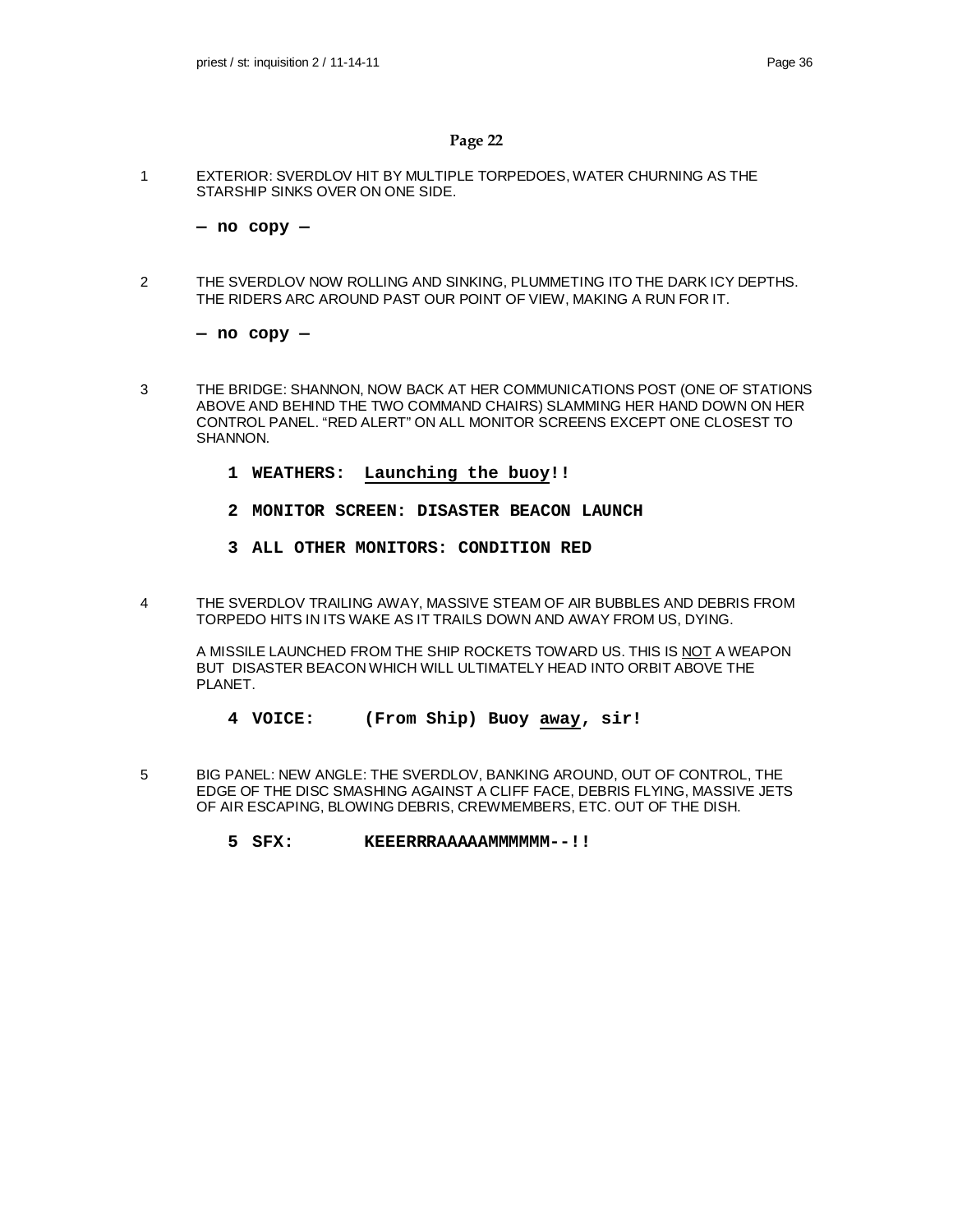## Page 22

1 EXTERIOR: SVERDLOV HIT BY MULTIPLE TORPEDOES, WATER CHURNING AS THE STARSHIP SINKS OVER ON ONE SIDE.

**— no copy —**

2 THE SVERDLOV NOW ROLLING AND SINKING, PLUMMETING ITO THE DARK ICY DEPTHS. THE RIDERS ARC AROUND PAST OUR POINT OF VIEW, MAKING A RUN FOR IT.

**— no copy —**

3 THE BRIDGE: SHANNON, NOW BACK AT HER COMMUNICATIONS POST (ONE OF STATIONS ABOVE AND BEHIND THE TWO COMMAND CHAIRS) SLAMMING HER HAND DOWN ON HER CONTROL PANEL. "RED ALERT" ON ALL MONITOR SCREENS EXCEPT ONE CLOSEST TO SHANNON.

**1 WEATHERS: Launching the buoy!!**

**2 MONITOR SCREEN: DISASTER BEACON LAUNCH**

**3 ALL OTHER MONITORS: CONDITION RED**

4 THE SVERDLOV TRAILING AWAY, MASSIVE STEAM OF AIR BUBBLES AND DEBRIS FROM TORPEDO HITS IN ITS WAKE AS IT TRAILS DOWN AND AWAY FROM US, DYING.

A MISSILE LAUNCHED FROM THE SHIP ROCKETS TOWARD US. THIS IS NOT A WEAPON BUT DISASTER BEACON WHICH WILL ULTIMATELY HEAD INTO ORBIT ABOVE THE PLANET.

**4 VOICE: (From Ship) Buoy away, sir!**

5 BIG PANEL: NEW ANGLE: THE SVERDLOV, BANKING AROUND, OUT OF CONTROL, THE EDGE OF THE DISC SMASHING AGAINST A CLIFF FACE, DEBRIS FLYING, MASSIVE JETS OF AIR ESCAPING, BLOWING DEBRIS, CREWMEMBERS, ETC. OUT OF THE DISH.

**5 SFX: KEEERRRAAAAAMMMMMM--!!**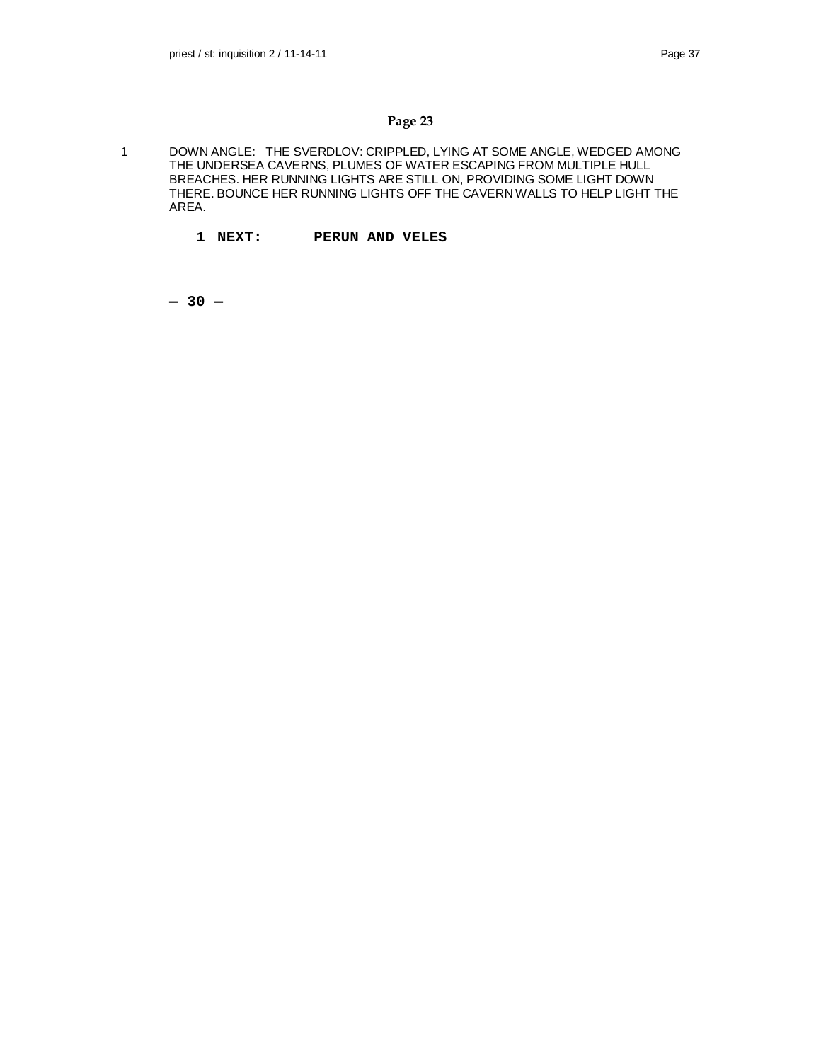## Page 23

1 DOWN ANGLE: THE SVERDLOV: CRIPPLED, LYING AT SOME ANGLE, WEDGED AMONG THE UNDERSEA CAVERNS, PLUMES OF WATER ESCAPING FROM MULTIPLE HULL BREACHES. HER RUNNING LIGHTS ARE STILL ON, PROVIDING SOME LIGHT DOWN THERE. BOUNCE HER RUNNING LIGHTS OFF THE CAVERN WALLS TO HELP LIGHT THE AREA.

**1 NEXT: PERUN AND VELES**

**— 30 —**